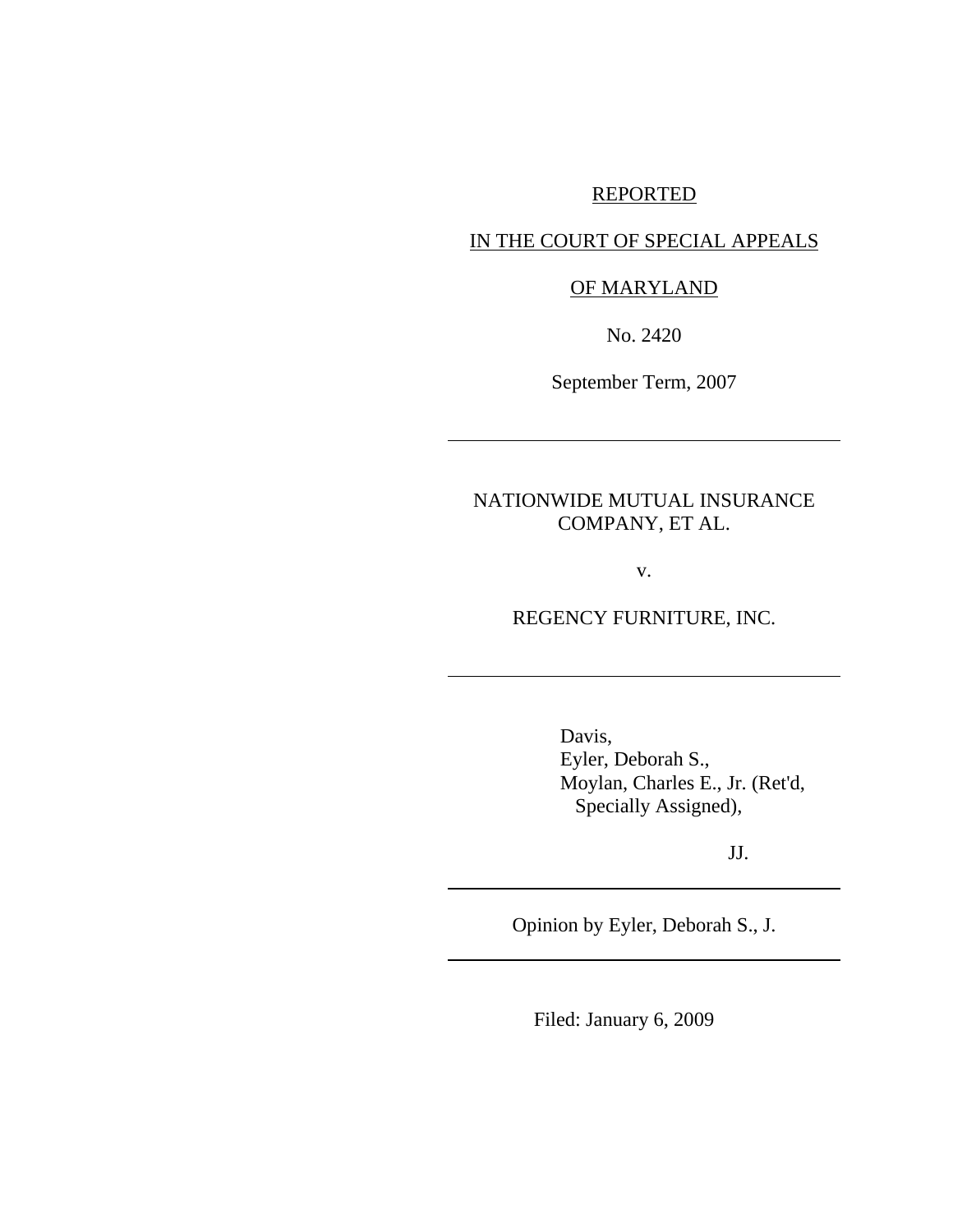REPORTED

IN THE COURT OF SPECIAL APPEALS

OF MARYLAND

No. 2420

September Term, 2007

---

NATIONWIDE MUTUAL INSURANCE COMPANY, ET AL.

v.

REGENCY FURNITURE, INC.

---

Davis,
Eyler, Deborah S.,
Moylan, Charles E., Jr. (Ret'd, Specially Assigned),

JJ.

---

Opinion by Eyler, Deborah S., J.

---

Filed: January 6, 2009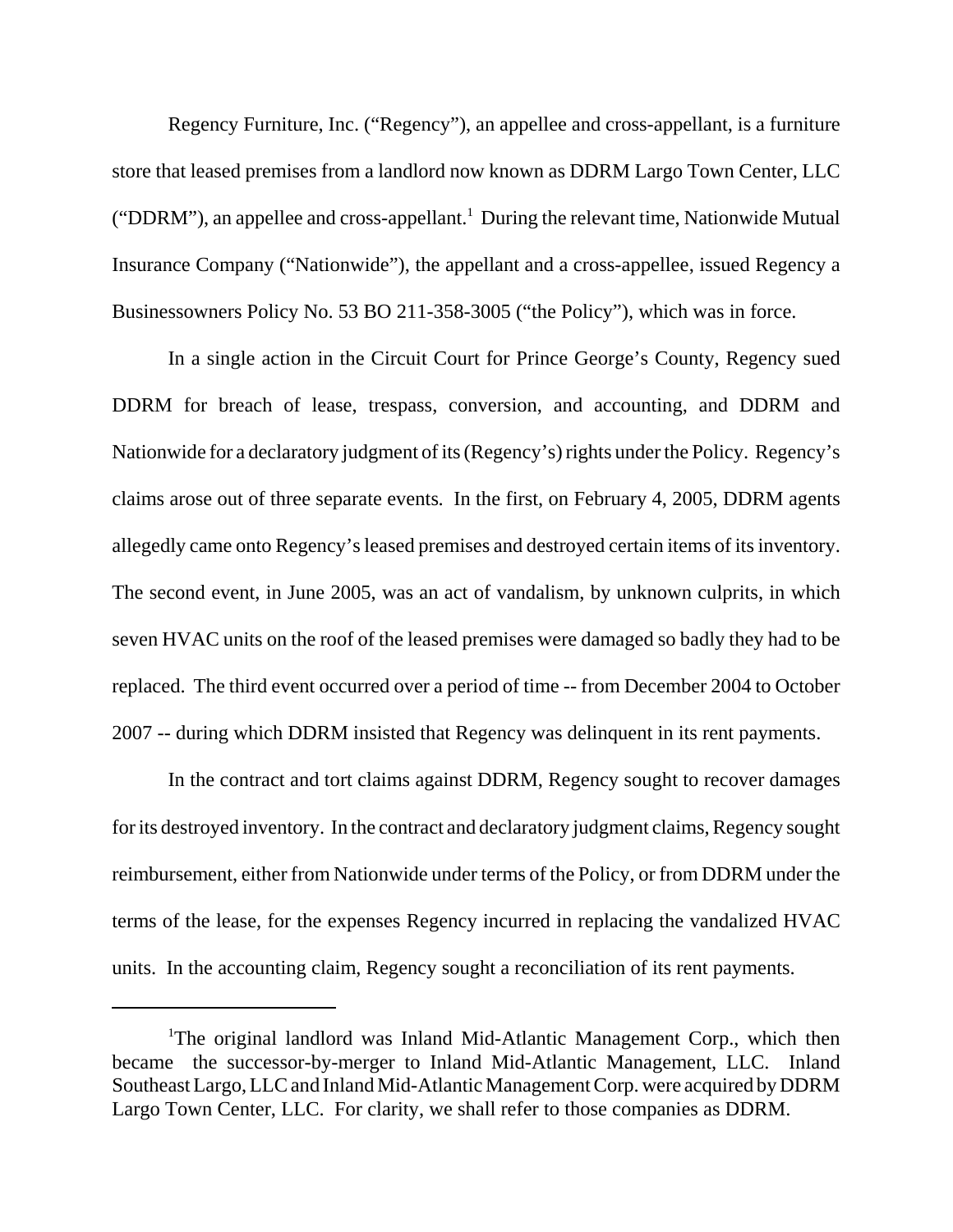Regency Furniture, Inc. ("Regency"), an appellee and cross-appellant, is a furniture store that leased premises from a landlord now known as DDRM Largo Town Center, LLC ("DDRM"), an appellee and cross-appellant.[1] During the relevant time, Nationwide Mutual Insurance Company ("Nationwide"), the appellant and a cross-appellee, issued Regency a Businessowners Policy No. 53 BO 211-358-3005 ("the Policy"), which was in force.

In a single action in the Circuit Court for Prince George's County, Regency sued DDRM for breach of lease, trespass, conversion, and accounting, and DDRM and Nationwide for a declaratory judgment of its (Regency's) rights under the Policy. Regency's claims arose out of three separate events. In the first, on February 4, 2005, DDRM agents allegedly came onto Regency's leased premises and destroyed certain items of its inventory. The second event, in June 2005, was an act of vandalism, by unknown culprits, in which seven HVAC units on the roof of the leased premises were damaged so badly they had to be replaced. The third event occurred over a period of time -- from December 2004 to October 2007 -- during which DDRM insisted that Regency was delinquent in its rent payments.

In the contract and tort claims against DDRM, Regency sought to recover damages for its destroyed inventory. In the contract and declaratory judgment claims, Regency sought reimbursement, either from Nationwide under terms of the Policy, or from DDRM under the terms of the lease, for the expenses Regency incurred in replacing the vandalized HVAC units. In the accounting claim, Regency sought a reconciliation of its rent payments.

---

[1] The original landlord was Inland Mid-Atlantic Management Corp., which then became the successor-by-merger to Inland Mid-Atlantic Management, LLC. Inland Southeast Largo, LLC and Inland Mid-Atlantic Management Corp. were acquired by DDRM Largo Town Center, LLC. For clarity, we shall refer to those companies as DDRM.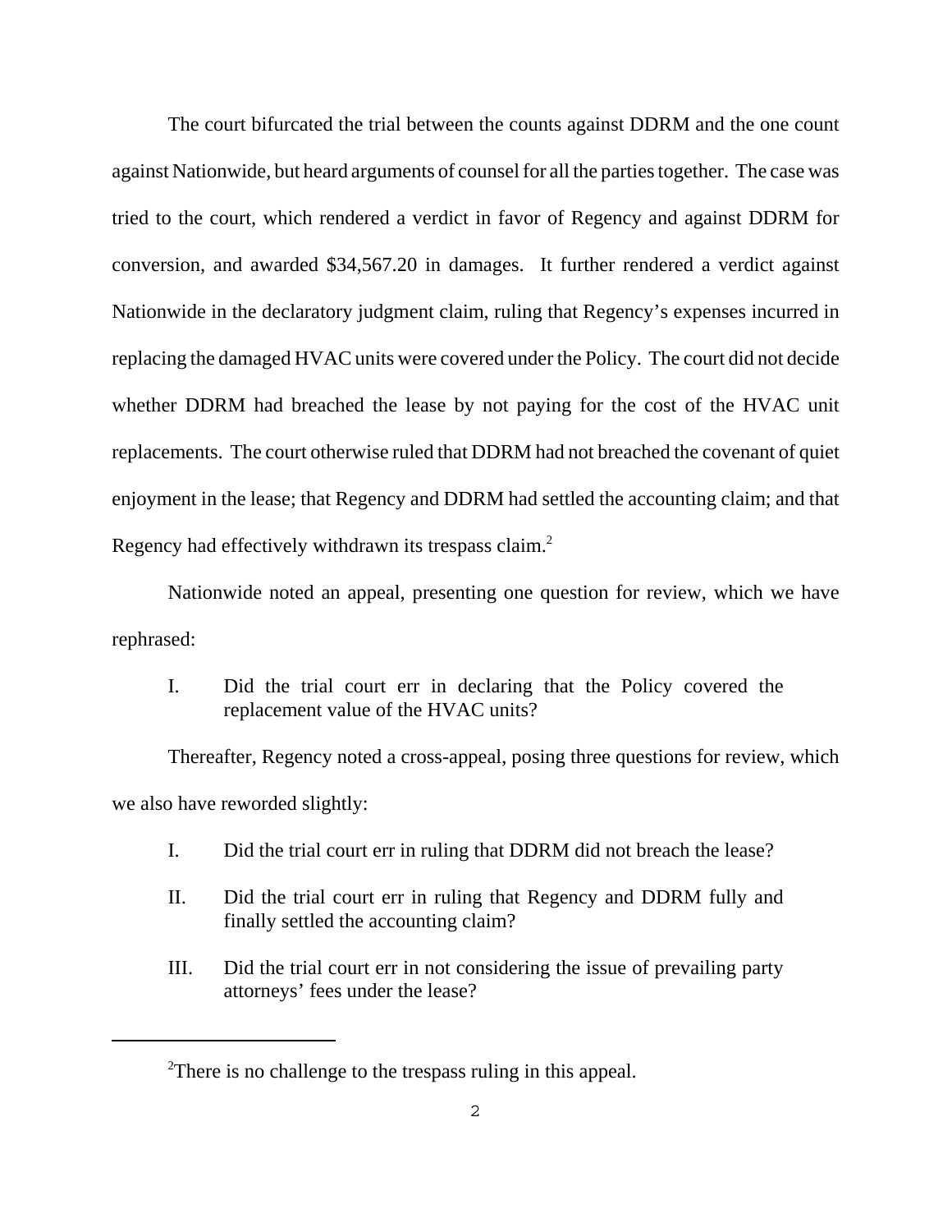The court bifurcated the trial between the counts against DDRM and the one count against Nationwide, but heard arguments of counsel for all the parties together. The case was tried to the court, which rendered a verdict in favor of Regency and against DDRM for conversion, and awarded $34,567.20 in damages. It further rendered a verdict against Nationwide in the declaratory judgment claim, ruling that Regency's expenses incurred in replacing the damaged HVAC units were covered under the Policy. The court did not decide whether DDRM had breached the lease by not paying for the cost of the HVAC unit replacements. The court otherwise ruled that DDRM had not breached the covenant of quiet enjoyment in the lease; that Regency and DDRM had settled the accounting claim; and that Regency had effectively withdrawn its trespass claim.[2]

Nationwide noted an appeal, presenting one question for review, which we have rephrased:

> I. Did the trial court err in declaring that the Policy covered the replacement value of the HVAC units?

Thereafter, Regency noted a cross-appeal, posing three questions for review, which we also have reworded slightly:

> I. Did the trial court err in ruling that DDRM did not breach the lease?
>
> II. Did the trial court err in ruling that Regency and DDRM fully and finally settled the accounting claim?
>
> III. Did the trial court err in not considering the issue of prevailing party attorneys' fees under the lease?

---

[2]There is no challenge to the trespass ruling in this appeal.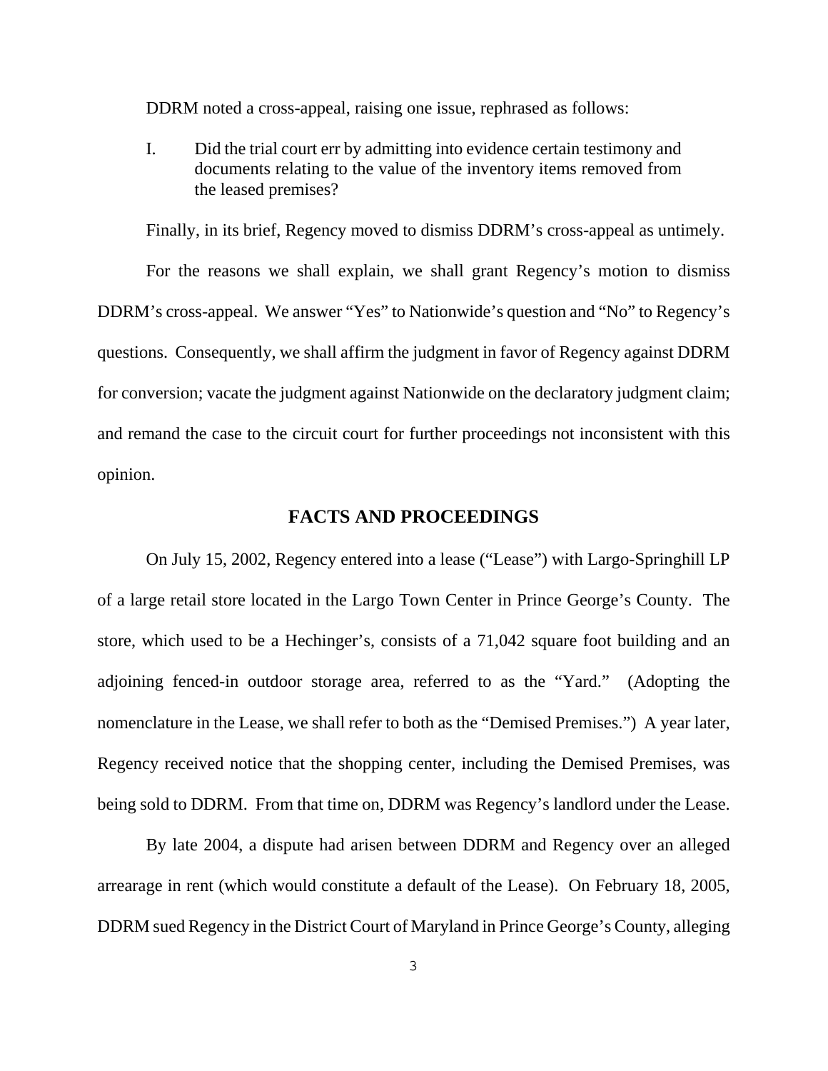DDRM noted a cross-appeal, raising one issue, rephrased as follows:

> I. Did the trial court err by admitting into evidence certain testimony and documents relating to the value of the inventory items removed from the leased premises?

Finally, in its brief, Regency moved to dismiss DDRM's cross-appeal as untimely.

For the reasons we shall explain, we shall grant Regency's motion to dismiss DDRM's cross-appeal. We answer "Yes" to Nationwide's question and "No" to Regency's questions. Consequently, we shall affirm the judgment in favor of Regency against DDRM for conversion; vacate the judgment against Nationwide on the declaratory judgment claim; and remand the case to the circuit court for further proceedings not inconsistent with this opinion.

## FACTS AND PROCEEDINGS

On July 15, 2002, Regency entered into a lease ("Lease") with Largo-Springhill LP of a large retail store located in the Largo Town Center in Prince George's County. The store, which used to be a Hechinger's, consists of a 71,042 square foot building and an adjoining fenced-in outdoor storage area, referred to as the "Yard." (Adopting the nomenclature in the Lease, we shall refer to both as the "Demised Premises.") A year later, Regency received notice that the shopping center, including the Demised Premises, was being sold to DDRM. From that time on, DDRM was Regency's landlord under the Lease.

By late 2004, a dispute had arisen between DDRM and Regency over an alleged arrearage in rent (which would constitute a default of the Lease). On February 18, 2005, DDRM sued Regency in the District Court of Maryland in Prince George's County, alleging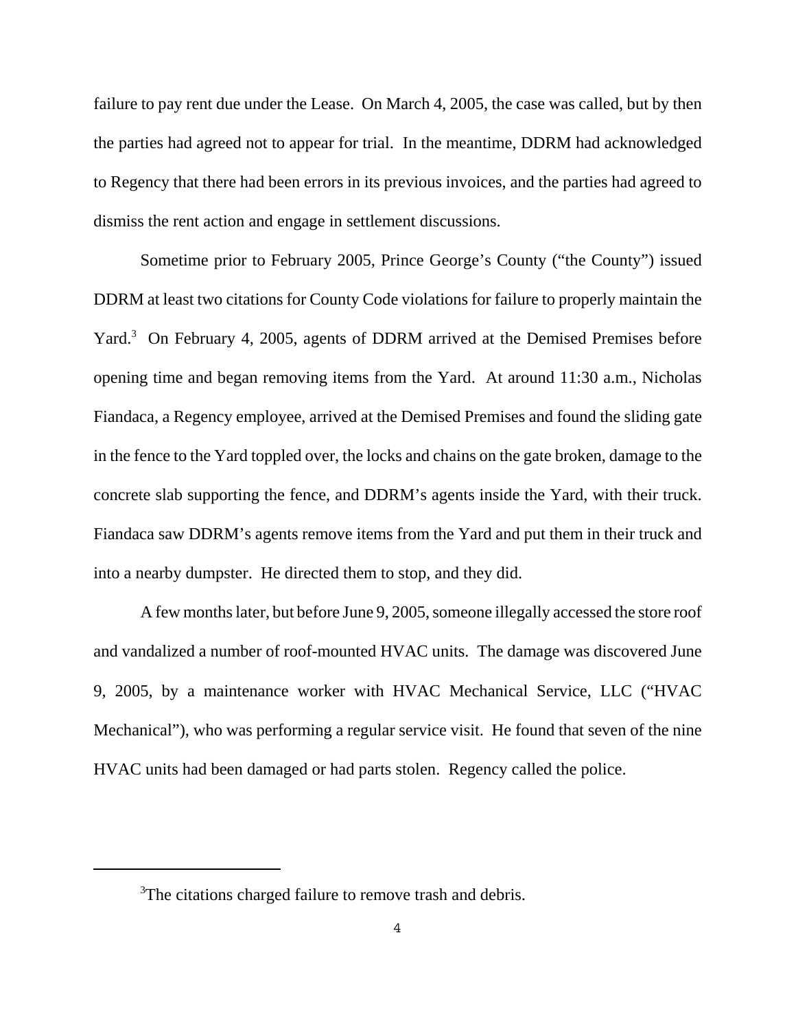failure to pay rent due under the Lease. On March 4, 2005, the case was called, but by then the parties had agreed not to appear for trial. In the meantime, DDRM had acknowledged to Regency that there had been errors in its previous invoices, and the parties had agreed to dismiss the rent action and engage in settlement discussions.

Sometime prior to February 2005, Prince George's County ("the County") issued DDRM at least two citations for County Code violations for failure to properly maintain the Yard.[3] On February 4, 2005, agents of DDRM arrived at the Demised Premises before opening time and began removing items from the Yard. At around 11:30 a.m., Nicholas Fiandaca, a Regency employee, arrived at the Demised Premises and found the sliding gate in the fence to the Yard toppled over, the locks and chains on the gate broken, damage to the concrete slab supporting the fence, and DDRM's agents inside the Yard, with their truck. Fiandaca saw DDRM's agents remove items from the Yard and put them in their truck and into a nearby dumpster. He directed them to stop, and they did.

A few months later, but before June 9, 2005, someone illegally accessed the store roof and vandalized a number of roof-mounted HVAC units. The damage was discovered June 9, 2005, by a maintenance worker with HVAC Mechanical Service, LLC ("HVAC Mechanical"), who was performing a regular service visit. He found that seven of the nine HVAC units had been damaged or had parts stolen. Regency called the police.

---

[3]The citations charged failure to remove trash and debris.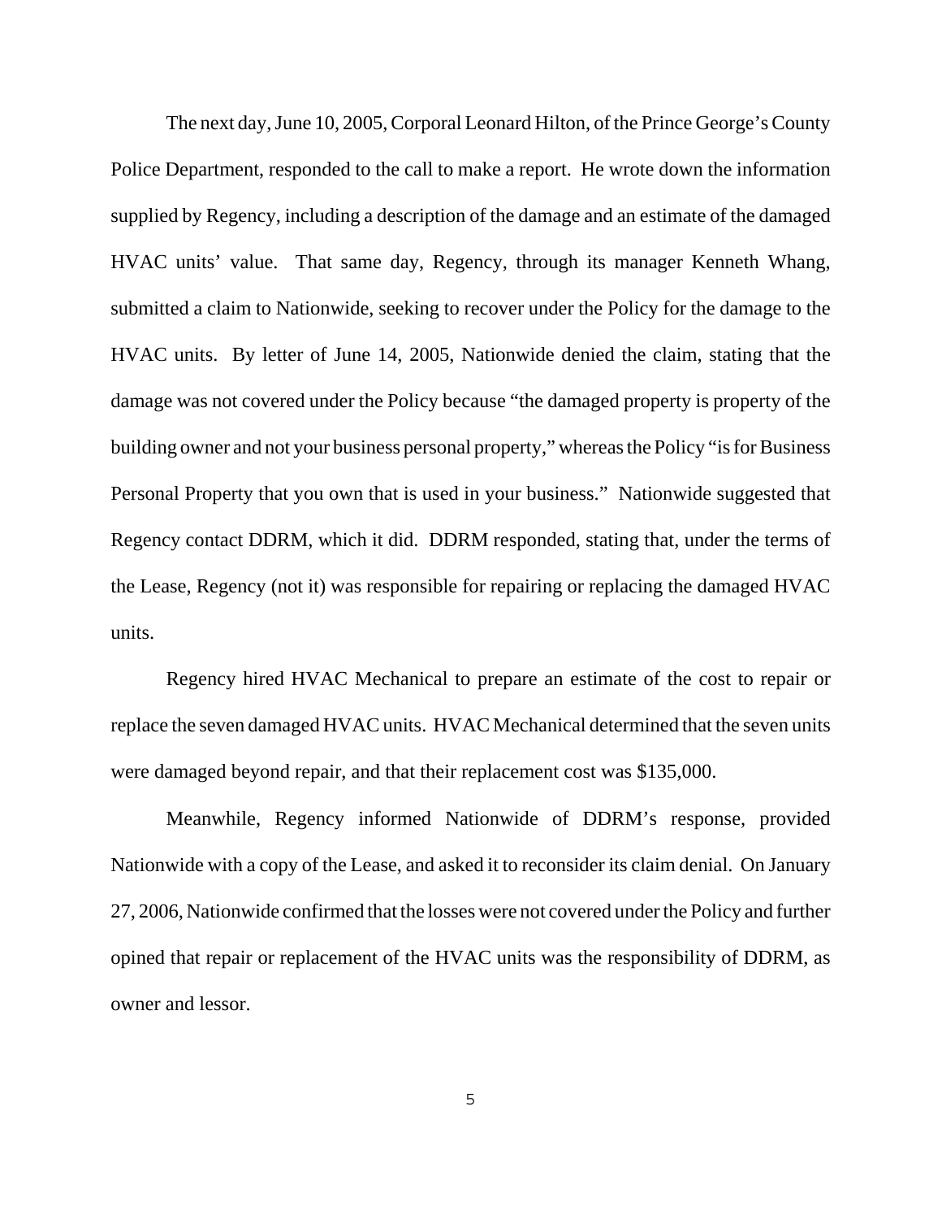The next day, June 10, 2005, Corporal Leonard Hilton, of the Prince George's County Police Department, responded to the call to make a report. He wrote down the information supplied by Regency, including a description of the damage and an estimate of the damaged HVAC units' value. That same day, Regency, through its manager Kenneth Whang, submitted a claim to Nationwide, seeking to recover under the Policy for the damage to the HVAC units. By letter of June 14, 2005, Nationwide denied the claim, stating that the damage was not covered under the Policy because "the damaged property is property of the building owner and not your business personal property," whereas the Policy "is for Business Personal Property that you own that is used in your business." Nationwide suggested that Regency contact DDRM, which it did. DDRM responded, stating that, under the terms of the Lease, Regency (not it) was responsible for repairing or replacing the damaged HVAC units.

Regency hired HVAC Mechanical to prepare an estimate of the cost to repair or replace the seven damaged HVAC units. HVAC Mechanical determined that the seven units were damaged beyond repair, and that their replacement cost was $135,000.

Meanwhile, Regency informed Nationwide of DDRM's response, provided Nationwide with a copy of the Lease, and asked it to reconsider its claim denial. On January 27, 2006, Nationwide confirmed that the losses were not covered under the Policy and further opined that repair or replacement of the HVAC units was the responsibility of DDRM, as owner and lessor.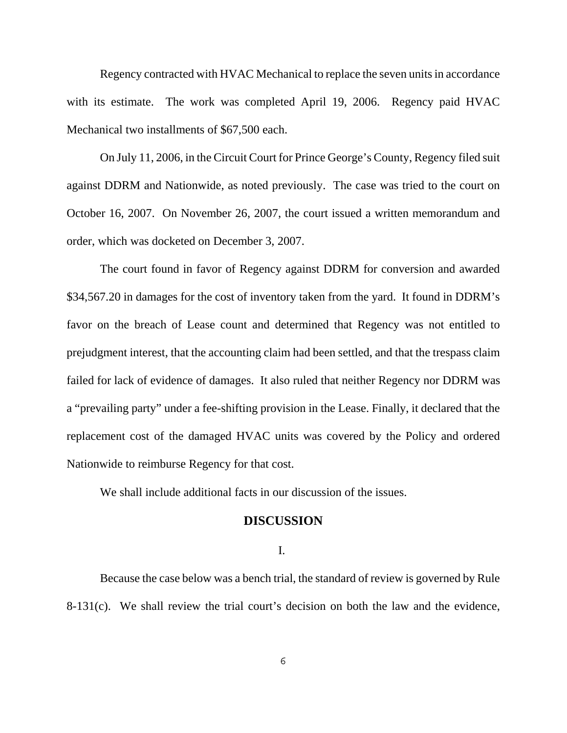Regency contracted with HVAC Mechanical to replace the seven units in accordance with its estimate. The work was completed April 19, 2006. Regency paid HVAC Mechanical two installments of $67,500 each.

On July 11, 2006, in the Circuit Court for Prince George's County, Regency filed suit against DDRM and Nationwide, as noted previously. The case was tried to the court on October 16, 2007. On November 26, 2007, the court issued a written memorandum and order, which was docketed on December 3, 2007.

The court found in favor of Regency against DDRM for conversion and awarded $34,567.20 in damages for the cost of inventory taken from the yard. It found in DDRM's favor on the breach of Lease count and determined that Regency was not entitled to prejudgment interest, that the accounting claim had been settled, and that the trespass claim failed for lack of evidence of damages. It also ruled that neither Regency nor DDRM was a "prevailing party" under a fee-shifting provision in the Lease. Finally, it declared that the replacement cost of the damaged HVAC units was covered by the Policy and ordered Nationwide to reimburse Regency for that cost.

We shall include additional facts in our discussion of the issues.

## DISCUSSION

### I.

Because the case below was a bench trial, the standard of review is governed by Rule 8-131(c). We shall review the trial court's decision on both the law and the evidence,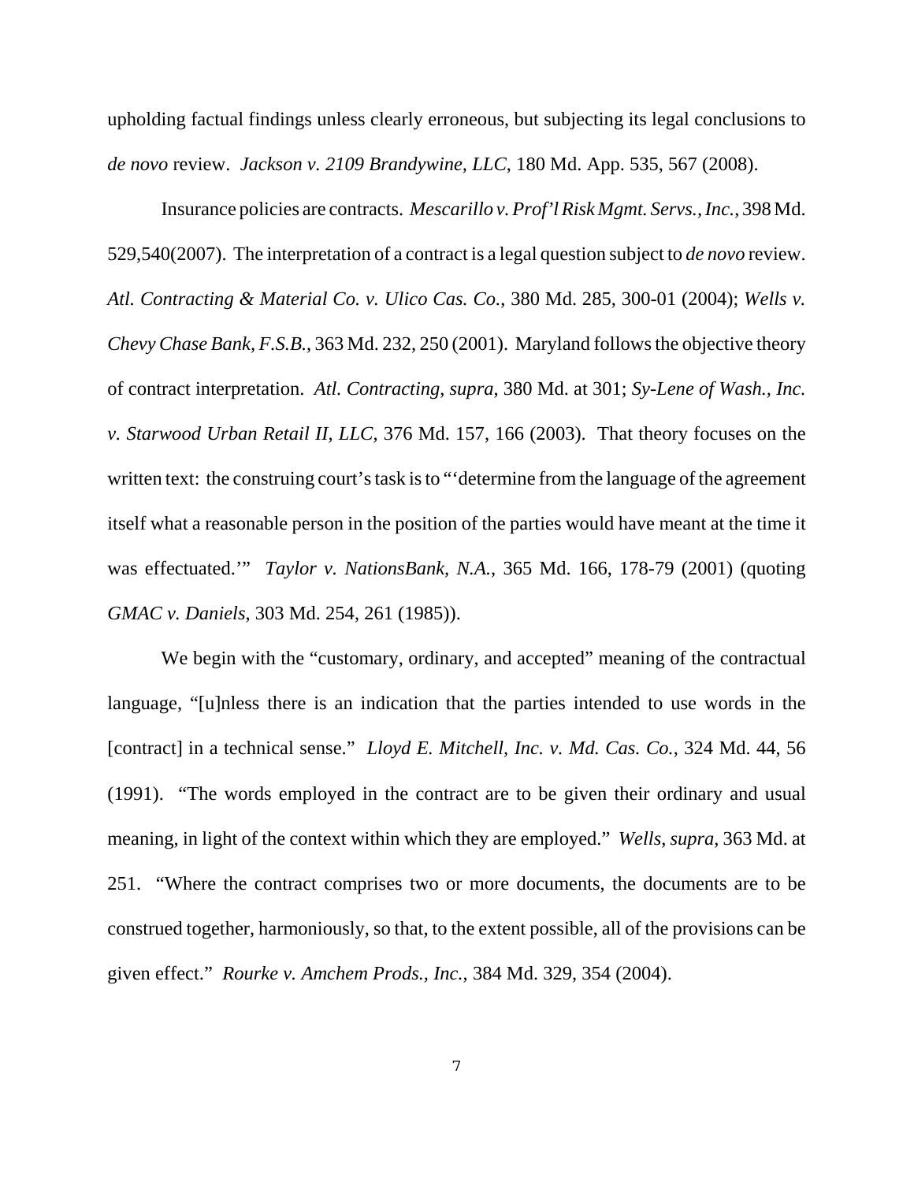upholding factual findings unless clearly erroneous, but subjecting its legal conclusions to *de novo* review. *Jackson v. 2109 Brandywine, LLC*, 180 Md. App. 535, 567 (2008).

Insurance policies are contracts. *Mescarillo v. Prof'l Risk Mgmt. Servs., Inc.*, 398 Md. 529,540(2007). The interpretation of a contract is a legal question subject to *de novo* review. *Atl. Contracting & Material Co. v. Ulico Cas. Co.*, 380 Md. 285, 300-01 (2004); *Wells v. Chevy Chase Bank, F.S.B.*, 363 Md. 232, 250 (2001). Maryland follows the objective theory of contract interpretation. *Atl. Contracting*, *supra*, 380 Md. at 301; *Sy-Lene of Wash., Inc. v. Starwood Urban Retail II, LLC*, 376 Md. 157, 166 (2003). That theory focuses on the written text: the construing court's task is to "'determine from the language of the agreement itself what a reasonable person in the position of the parties would have meant at the time it was effectuated.'" *Taylor v. NationsBank, N.A.*, 365 Md. 166, 178-79 (2001) (quoting *GMAC v. Daniels*, 303 Md. 254, 261 (1985)).

We begin with the "customary, ordinary, and accepted" meaning of the contractual language, "[u]nless there is an indication that the parties intended to use words in the [contract] in a technical sense." *Lloyd E. Mitchell, Inc. v. Md. Cas. Co.*, 324 Md. 44, 56 (1991). "The words employed in the contract are to be given their ordinary and usual meaning, in light of the context within which they are employed." *Wells*, *supra*, 363 Md. at 251. "Where the contract comprises two or more documents, the documents are to be construed together, harmoniously, so that, to the extent possible, all of the provisions can be given effect." *Rourke v. Amchem Prods., Inc.*, 384 Md. 329, 354 (2004).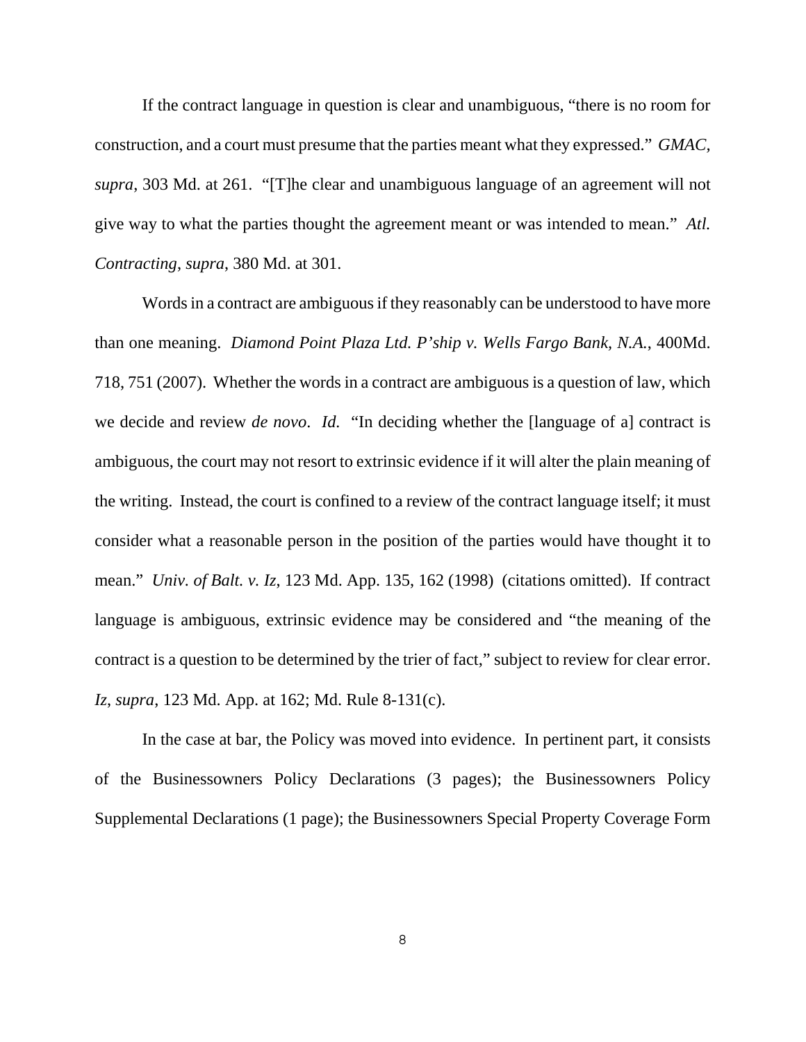If the contract language in question is clear and unambiguous, "there is no room for construction, and a court must presume that the parties meant what they expressed." *GMAC*, *supra*, 303 Md. at 261. "[T]he clear and unambiguous language of an agreement will not give way to what the parties thought the agreement meant or was intended to mean." *Atl. Contracting*, *supra*, 380 Md. at 301.

Words in a contract are ambiguous if they reasonably can be understood to have more than one meaning. *Diamond Point Plaza Ltd. P'ship v. Wells Fargo Bank, N.A.*, 400Md. 718, 751 (2007). Whether the words in a contract are ambiguous is a question of law, which we decide and review *de novo*. *Id.* "In deciding whether the [language of a] contract is ambiguous, the court may not resort to extrinsic evidence if it will alter the plain meaning of the writing. Instead, the court is confined to a review of the contract language itself; it must consider what a reasonable person in the position of the parties would have thought it to mean." *Univ. of Balt. v. Iz*, 123 Md. App. 135, 162 (1998) (citations omitted). If contract language is ambiguous, extrinsic evidence may be considered and "the meaning of the contract is a question to be determined by the trier of fact," subject to review for clear error. *Iz*, *supra*, 123 Md. App. at 162; Md. Rule 8-131(c).

In the case at bar, the Policy was moved into evidence. In pertinent part, it consists of the Businessowners Policy Declarations (3 pages); the Businessowners Policy Supplemental Declarations (1 page); the Businessowners Special Property Coverage Form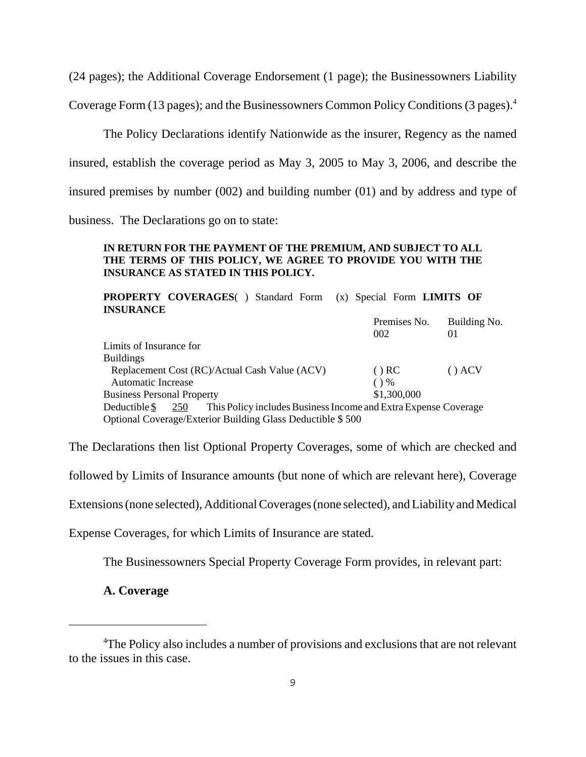(24 pages); the Additional Coverage Endorsement (1 page); the Businessowners Liability Coverage Form (13 pages); and the Businessowners Common Policy Conditions (3 pages).[4]

The Policy Declarations identify Nationwide as the insurer, Regency as the named insured, establish the coverage period as May 3, 2005 to May 3, 2006, and describe the insured premises by number (002) and building number (01) and by address and type of business. The Declarations go on to state:

> **IN RETURN FOR THE PAYMENT OF THE PREMIUM, AND SUBJECT TO ALL THE TERMS OF THIS POLICY, WE AGREE TO PROVIDE YOU WITH THE INSURANCE AS STATED IN THIS POLICY.**
>
> **PROPERTY COVERAGES**( ) Standard Form (x) Special Form **LIMITS OF INSURANCE**

| | Premises No. 002 | Building No. 01 |
|---|---|---|
| Limits of Insurance for | | |
| Buildings | | |
| Replacement Cost (RC)/Actual Cash Value (ACV) | ( ) RC | ( ) ACV |
| Automatic Increase | ( ) % | |
| Business Personal Property | $1,300,000 | |

> Deductible $ 250 This Policy includes Business Income and Extra Expense Coverage
> Optional Coverage/Exterior Building Glass Deductible $ 500

The Declarations then list Optional Property Coverages, some of which are checked and followed by Limits of Insurance amounts (but none of which are relevant here), Coverage Extensions (none selected), Additional Coverages (none selected), and Liability and Medical Expense Coverages, for which Limits of Insurance are stated.

The Businessowners Special Property Coverage Form provides, in relevant part:

> **A. Coverage**

[4] The Policy also includes a number of provisions and exclusions that are not relevant to the issues in this case.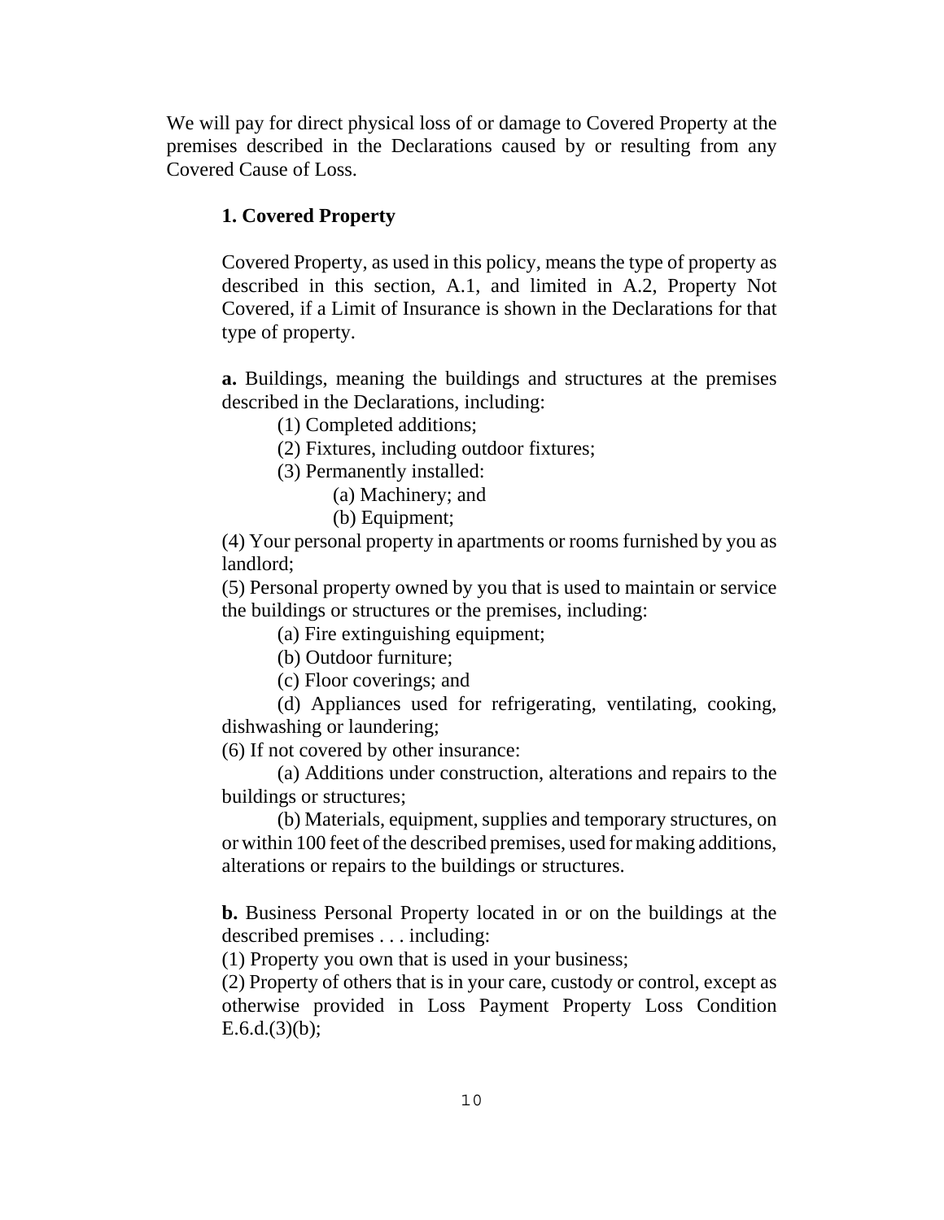We will pay for direct physical loss of or damage to Covered Property at the premises described in the Declarations caused by or resulting from any Covered Cause of Loss.

**1. Covered Property**

Covered Property, as used in this policy, means the type of property as described in this section, A.1, and limited in A.2, Property Not Covered, if a Limit of Insurance is shown in the Declarations for that type of property.

**a.** Buildings, meaning the buildings and structures at the premises described in the Declarations, including:

(1) Completed additions;

(2) Fixtures, including outdoor fixtures;

(3) Permanently installed:

(a) Machinery; and

(b) Equipment;

(4) Your personal property in apartments or rooms furnished by you as landlord;

(5) Personal property owned by you that is used to maintain or service the buildings or structures or the premises, including:

(a) Fire extinguishing equipment;

(b) Outdoor furniture;

(c) Floor coverings; and

(d) Appliances used for refrigerating, ventilating, cooking, dishwashing or laundering;

(6) If not covered by other insurance:

(a) Additions under construction, alterations and repairs to the buildings or structures;

(b) Materials, equipment, supplies and temporary structures, on or within 100 feet of the described premises, used for making additions, alterations or repairs to the buildings or structures.

**b.** Business Personal Property located in or on the buildings at the described premises . . . including:

(1) Property you own that is used in your business;

(2) Property of others that is in your care, custody or control, except as otherwise provided in Loss Payment Property Loss Condition E.6.d.(3)(b);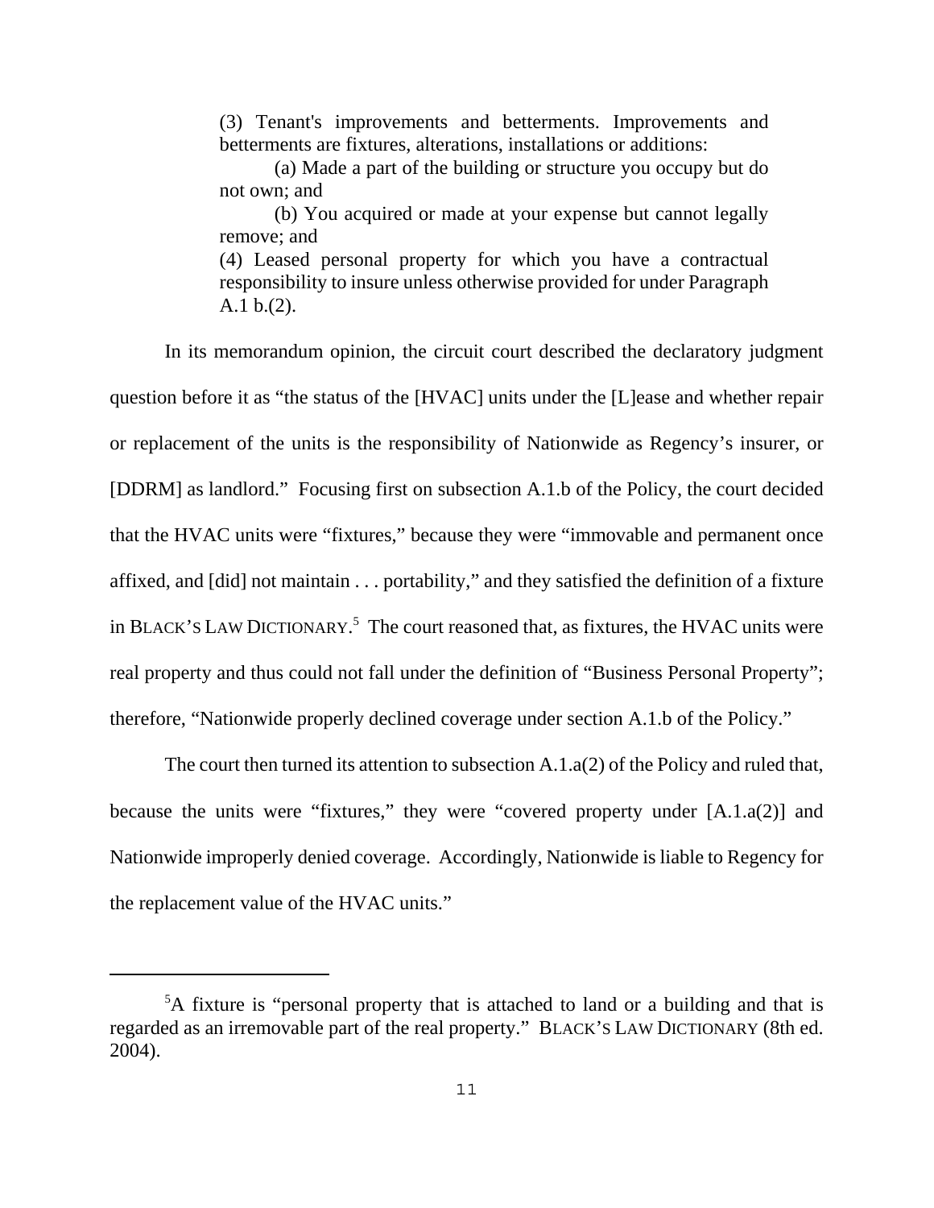> (3) Tenant's improvements and betterments. Improvements and betterments are fixtures, alterations, installations or additions:
>
> (a) Made a part of the building or structure you occupy but do not own; and
>
> (b) You acquired or made at your expense but cannot legally remove; and
>
> (4) Leased personal property for which you have a contractual responsibility to insure unless otherwise provided for under Paragraph A.1 b.(2).

In its memorandum opinion, the circuit court described the declaratory judgment question before it as "the status of the [HVAC] units under the [L]ease and whether repair or replacement of the units is the responsibility of Nationwide as Regency's insurer, or [DDRM] as landlord." Focusing first on subsection A.1.b of the Policy, the court decided that the HVAC units were "fixtures," because they were "immovable and permanent once affixed, and [did] not maintain . . . portability," and they satisfied the definition of a fixture in BLACK'S LAW DICTIONARY.[5] The court reasoned that, as fixtures, the HVAC units were real property and thus could not fall under the definition of "Business Personal Property"; therefore, "Nationwide properly declined coverage under section A.1.b of the Policy."

The court then turned its attention to subsection A.1.a(2) of the Policy and ruled that, because the units were "fixtures," they were "covered property under [A.1.a(2)] and Nationwide improperly denied coverage. Accordingly, Nationwide is liable to Regency for the replacement value of the HVAC units."

---

[5] A fixture is "personal property that is attached to land or a building and that is regarded as an irremovable part of the real property." BLACK'S LAW DICTIONARY (8th ed. 2004).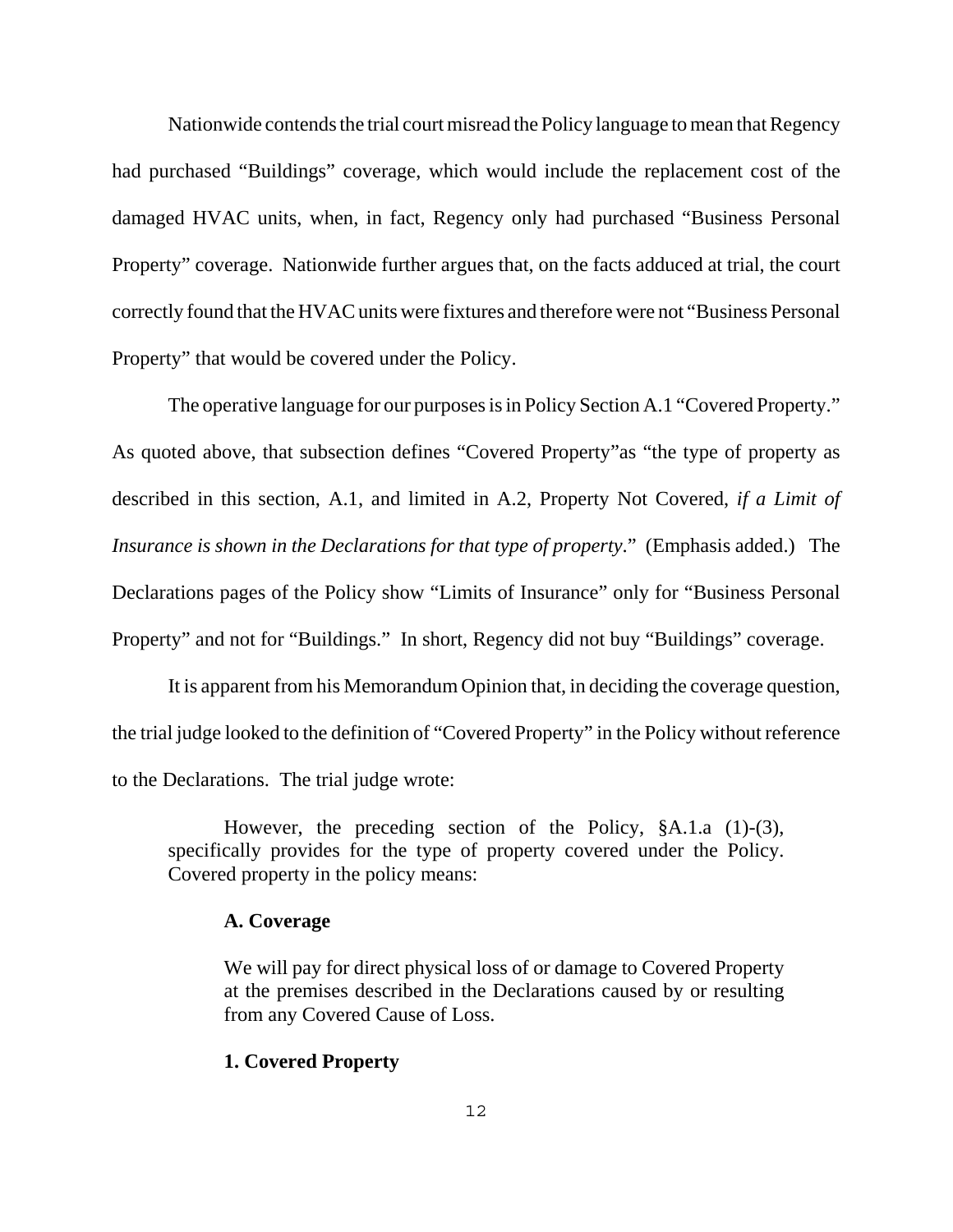Nationwide contends the trial court misread the Policy language to mean that Regency had purchased "Buildings" coverage, which would include the replacement cost of the damaged HVAC units, when, in fact, Regency only had purchased "Business Personal Property" coverage. Nationwide further argues that, on the facts adduced at trial, the court correctly found that the HVAC units were fixtures and therefore were not "Business Personal Property" that would be covered under the Policy.

The operative language for our purposes is in Policy Section A.1 "Covered Property." As quoted above, that subsection defines "Covered Property"as "the type of property as described in this section, A.1, and limited in A.2, Property Not Covered, *if a Limit of Insurance is shown in the Declarations for that type of property*." (Emphasis added.) The Declarations pages of the Policy show "Limits of Insurance" only for "Business Personal Property" and not for "Buildings." In short, Regency did not buy "Buildings" coverage.

It is apparent from his Memorandum Opinion that, in deciding the coverage question, the trial judge looked to the definition of "Covered Property" in the Policy without reference to the Declarations. The trial judge wrote:

> However, the preceding section of the Policy, §A.1.a (1)-(3), specifically provides for the type of property covered under the Policy. Covered property in the policy means:
>
> **A. Coverage**
>
> We will pay for direct physical loss of or damage to Covered Property at the premises described in the Declarations caused by or resulting from any Covered Cause of Loss.
>
> **1. Covered Property**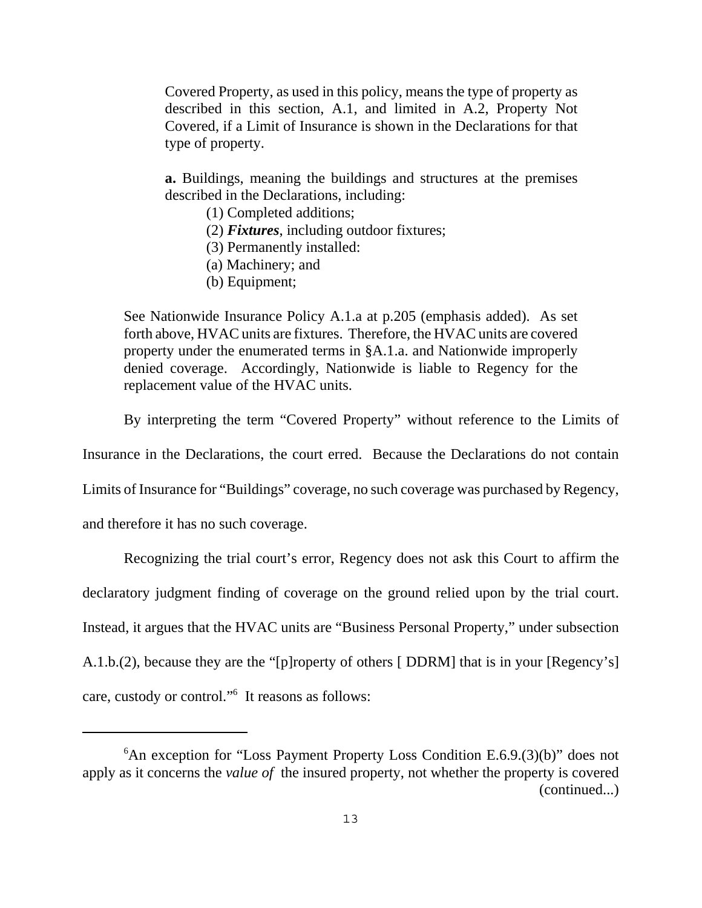> Covered Property, as used in this policy, means the type of property as described in this section, A.1, and limited in A.2, Property Not Covered, if a Limit of Insurance is shown in the Declarations for that type of property.
>
> **a.** Buildings, meaning the buildings and structures at the premises described in the Declarations, including:
>
> (1) Completed additions;
>
> (2) ***Fixtures***, including outdoor fixtures;
>
> (3) Permanently installed:
>
> (a) Machinery; and
>
> (b) Equipment;
>
> See Nationwide Insurance Policy A.1.a at p.205 (emphasis added). As set forth above, HVAC units are fixtures. Therefore, the HVAC units are covered property under the enumerated terms in §A.1.a. and Nationwide improperly denied coverage. Accordingly, Nationwide is liable to Regency for the replacement value of the HVAC units.

By interpreting the term "Covered Property" without reference to the Limits of Insurance in the Declarations, the court erred. Because the Declarations do not contain Limits of Insurance for "Buildings" coverage, no such coverage was purchased by Regency, and therefore it has no such coverage.

Recognizing the trial court's error, Regency does not ask this Court to affirm the declaratory judgment finding of coverage on the ground relied upon by the trial court. Instead, it argues that the HVAC units are "Business Personal Property," under subsection A.1.b.(2), because they are the "[p]roperty of others [ DDRM] that is in your [Regency's] care, custody or control."[6] It reasons as follows:

---

[6]An exception for "Loss Payment Property Loss Condition E.6.9.(3)(b)" does not apply as it concerns the *value of* the insured property, not whether the property is covered (continued...)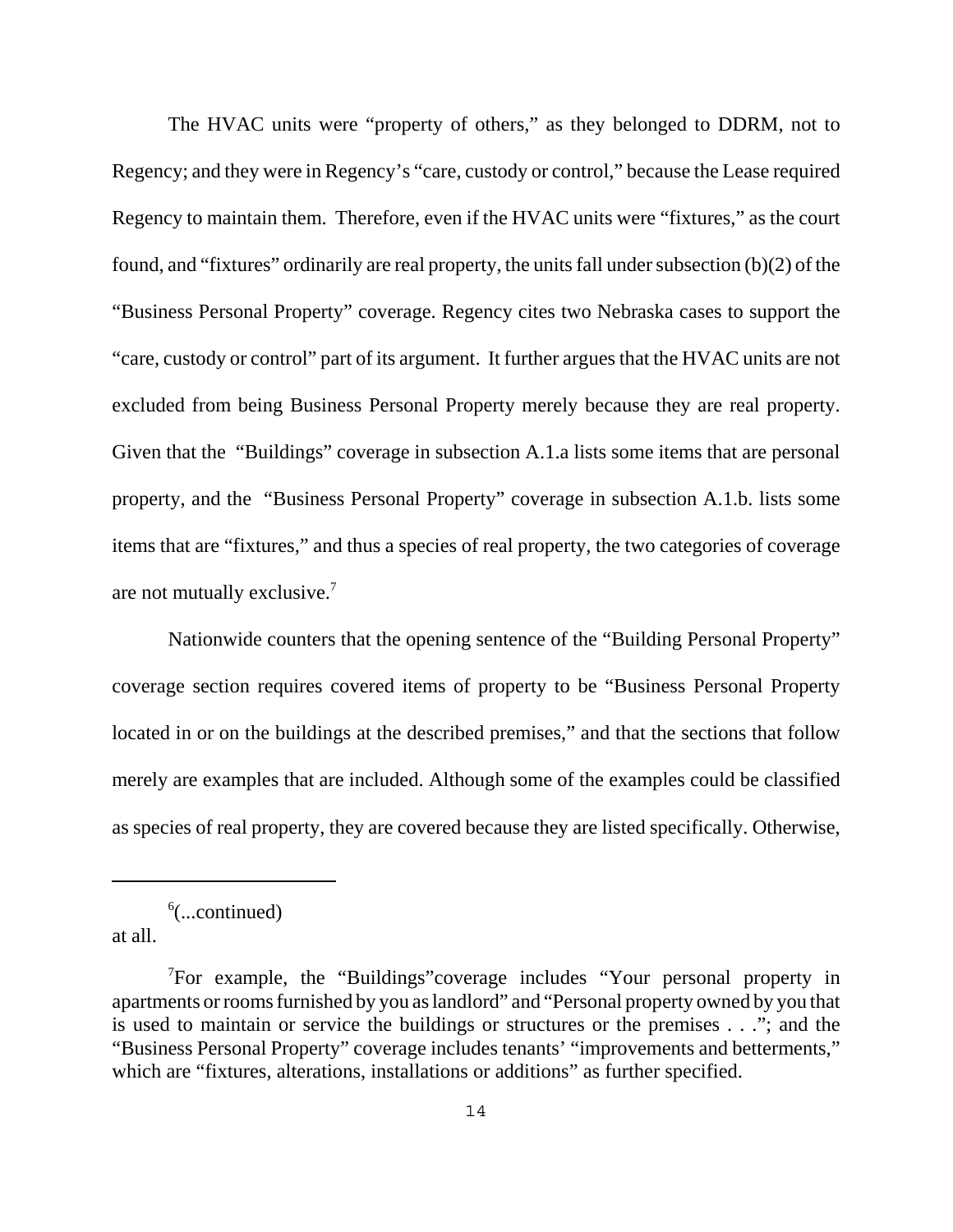The HVAC units were "property of others," as they belonged to DDRM, not to Regency; and they were in Regency's "care, custody or control," because the Lease required Regency to maintain them. Therefore, even if the HVAC units were "fixtures," as the court found, and "fixtures" ordinarily are real property, the units fall under subsection (b)(2) of the "Business Personal Property" coverage. Regency cites two Nebraska cases to support the "care, custody or control" part of its argument. It further argues that the HVAC units are not excluded from being Business Personal Property merely because they are real property. Given that the "Buildings" coverage in subsection A.1.a lists some items that are personal property, and the "Business Personal Property" coverage in subsection A.1.b. lists some items that are "fixtures," and thus a species of real property, the two categories of coverage are not mutually exclusive.[7]

Nationwide counters that the opening sentence of the "Building Personal Property" coverage section requires covered items of property to be "Business Personal Property located in or on the buildings at the described premises," and that the sections that follow merely are examples that are included. Although some of the examples could be classified as species of real property, they are covered because they are listed specifically. Otherwise,

---

[6](...continued) at all.

[7]For example, the "Buildings"coverage includes "Your personal property in apartments or rooms furnished by you as landlord" and "Personal property owned by you that is used to maintain or service the buildings or structures or the premises . . ."; and the "Business Personal Property" coverage includes tenants' "improvements and betterments," which are "fixtures, alterations, installations or additions" as further specified.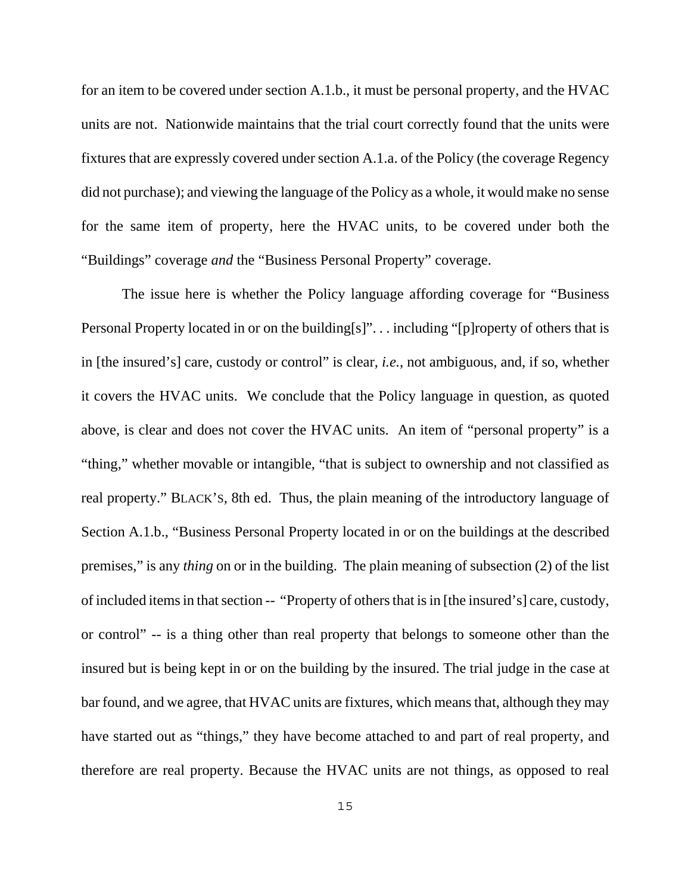for an item to be covered under section A.1.b., it must be personal property, and the HVAC units are not. Nationwide maintains that the trial court correctly found that the units were fixtures that are expressly covered under section A.1.a. of the Policy (the coverage Regency did not purchase); and viewing the language of the Policy as a whole, it would make no sense for the same item of property, here the HVAC units, to be covered under both the "Buildings" coverage *and* the "Business Personal Property" coverage.

The issue here is whether the Policy language affording coverage for "Business Personal Property located in or on the building[s]". . . including "[p]roperty of others that is in [the insured's] care, custody or control" is clear, *i.e.*, not ambiguous, and, if so, whether it covers the HVAC units. We conclude that the Policy language in question, as quoted above, is clear and does not cover the HVAC units. An item of "personal property" is a "thing," whether movable or intangible, "that is subject to ownership and not classified as real property." BLACK'S, 8th ed. Thus, the plain meaning of the introductory language of Section A.1.b., "Business Personal Property located in or on the buildings at the described premises," is any *thing* on or in the building. The plain meaning of subsection (2) of the list of included items in that section -- "Property of others that is in [the insured's] care, custody, or control" -- is a thing other than real property that belongs to someone other than the insured but is being kept in or on the building by the insured. The trial judge in the case at bar found, and we agree, that HVAC units are fixtures, which means that, although they may have started out as "things," they have become attached to and part of real property, and therefore are real property. Because the HVAC units are not things, as opposed to real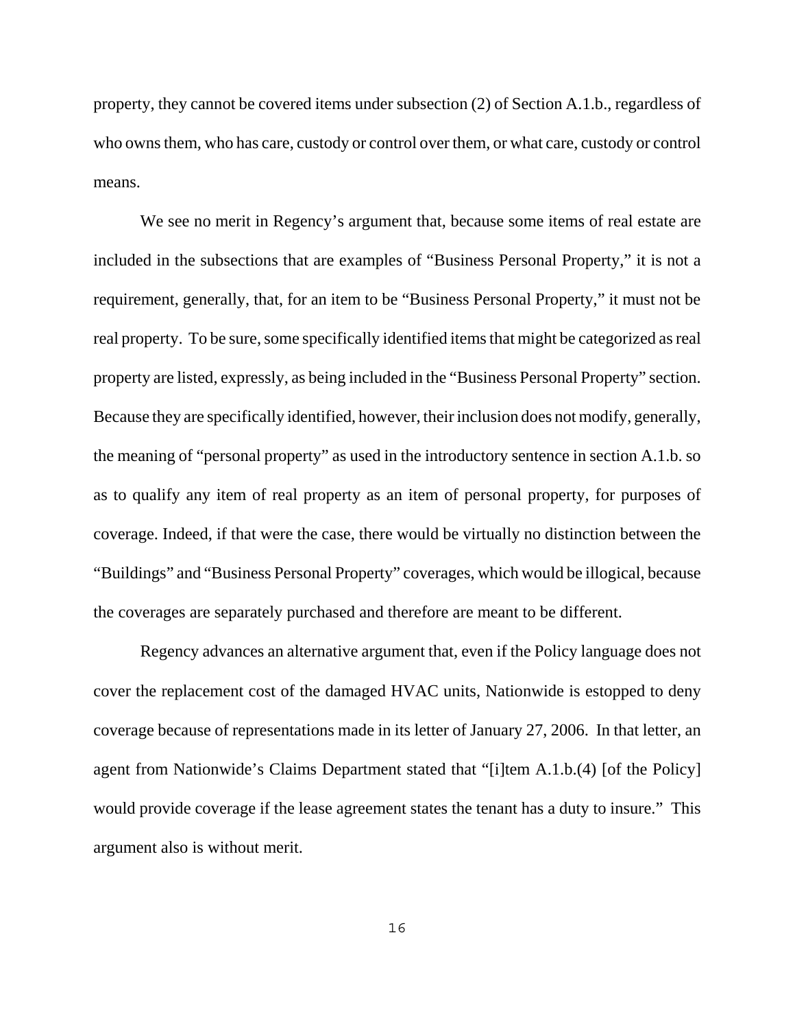property, they cannot be covered items under subsection (2) of Section A.1.b., regardless of who owns them, who has care, custody or control over them, or what care, custody or control means.

We see no merit in Regency's argument that, because some items of real estate are included in the subsections that are examples of "Business Personal Property," it is not a requirement, generally, that, for an item to be "Business Personal Property," it must not be real property. To be sure, some specifically identified items that might be categorized as real property are listed, expressly, as being included in the "Business Personal Property" section. Because they are specifically identified, however, their inclusion does not modify, generally, the meaning of "personal property" as used in the introductory sentence in section A.1.b. so as to qualify any item of real property as an item of personal property, for purposes of coverage. Indeed, if that were the case, there would be virtually no distinction between the "Buildings" and "Business Personal Property" coverages, which would be illogical, because the coverages are separately purchased and therefore are meant to be different.

Regency advances an alternative argument that, even if the Policy language does not cover the replacement cost of the damaged HVAC units, Nationwide is estopped to deny coverage because of representations made in its letter of January 27, 2006. In that letter, an agent from Nationwide's Claims Department stated that "[i]tem A.1.b.(4) [of the Policy] would provide coverage if the lease agreement states the tenant has a duty to insure." This argument also is without merit.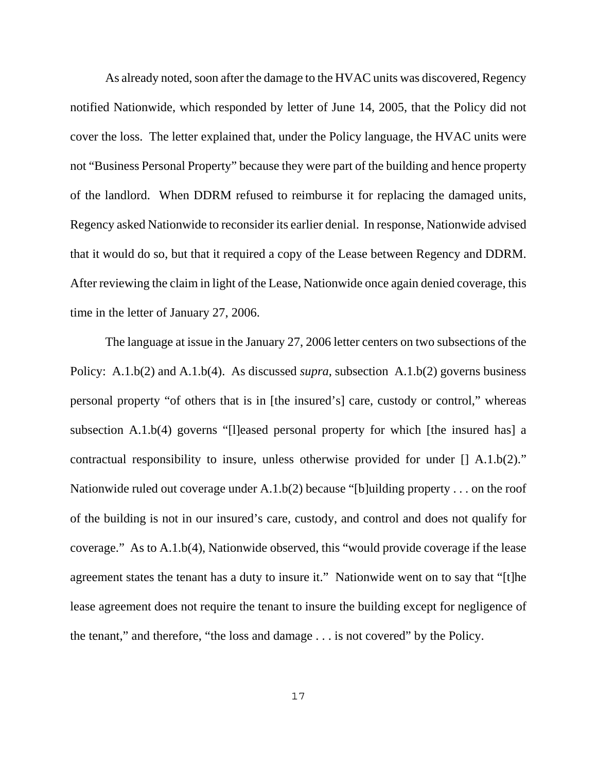As already noted, soon after the damage to the HVAC units was discovered, Regency notified Nationwide, which responded by letter of June 14, 2005, that the Policy did not cover the loss. The letter explained that, under the Policy language, the HVAC units were not "Business Personal Property" because they were part of the building and hence property of the landlord. When DDRM refused to reimburse it for replacing the damaged units, Regency asked Nationwide to reconsider its earlier denial. In response, Nationwide advised that it would do so, but that it required a copy of the Lease between Regency and DDRM. After reviewing the claim in light of the Lease, Nationwide once again denied coverage, this time in the letter of January 27, 2006.

The language at issue in the January 27, 2006 letter centers on two subsections of the Policy: A.1.b(2) and A.1.b(4). As discussed *supra*, subsection A.1.b(2) governs business personal property "of others that is in [the insured's] care, custody or control," whereas subsection A.1.b(4) governs "[l]eased personal property for which [the insured has] a contractual responsibility to insure, unless otherwise provided for under [] A.1.b(2)." Nationwide ruled out coverage under A.1.b(2) because "[b]uilding property . . . on the roof of the building is not in our insured's care, custody, and control and does not qualify for coverage." As to A.1.b(4), Nationwide observed, this "would provide coverage if the lease agreement states the tenant has a duty to insure it." Nationwide went on to say that "[t]he lease agreement does not require the tenant to insure the building except for negligence of the tenant," and therefore, "the loss and damage . . . is not covered" by the Policy.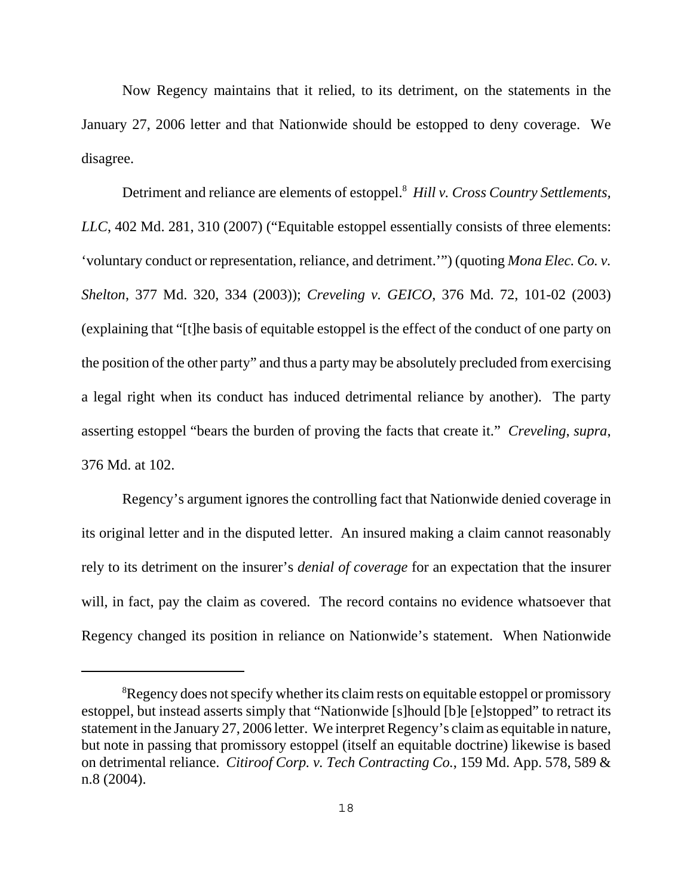Now Regency maintains that it relied, to its detriment, on the statements in the January 27, 2006 letter and that Nationwide should be estopped to deny coverage. We disagree.

Detriment and reliance are elements of estoppel.[8] *Hill v. Cross Country Settlements, LLC*, 402 Md. 281, 310 (2007) ("Equitable estoppel essentially consists of three elements: 'voluntary conduct or representation, reliance, and detriment.'") (quoting *Mona Elec. Co. v. Shelton*, 377 Md. 320, 334 (2003)); *Creveling v. GEICO*, 376 Md. 72, 101-02 (2003) (explaining that "[t]he basis of equitable estoppel is the effect of the conduct of one party on the position of the other party" and thus a party may be absolutely precluded from exercising a legal right when its conduct has induced detrimental reliance by another). The party asserting estoppel "bears the burden of proving the facts that create it." *Creveling*, *supra*, 376 Md. at 102.

Regency's argument ignores the controlling fact that Nationwide denied coverage in its original letter and in the disputed letter. An insured making a claim cannot reasonably rely to its detriment on the insurer's *denial of coverage* for an expectation that the insurer will, in fact, pay the claim as covered. The record contains no evidence whatsoever that Regency changed its position in reliance on Nationwide's statement. When Nationwide

---

[8] Regency does not specify whether its claim rests on equitable estoppel or promissory estoppel, but instead asserts simply that "Nationwide [s]hould [b]e [e]stopped" to retract its statement in the January 27, 2006 letter. We interpret Regency's claim as equitable in nature, but note in passing that promissory estoppel (itself an equitable doctrine) likewise is based on detrimental reliance. *Citiroof Corp. v. Tech Contracting Co.*, 159 Md. App. 578, 589 & n.8 (2004).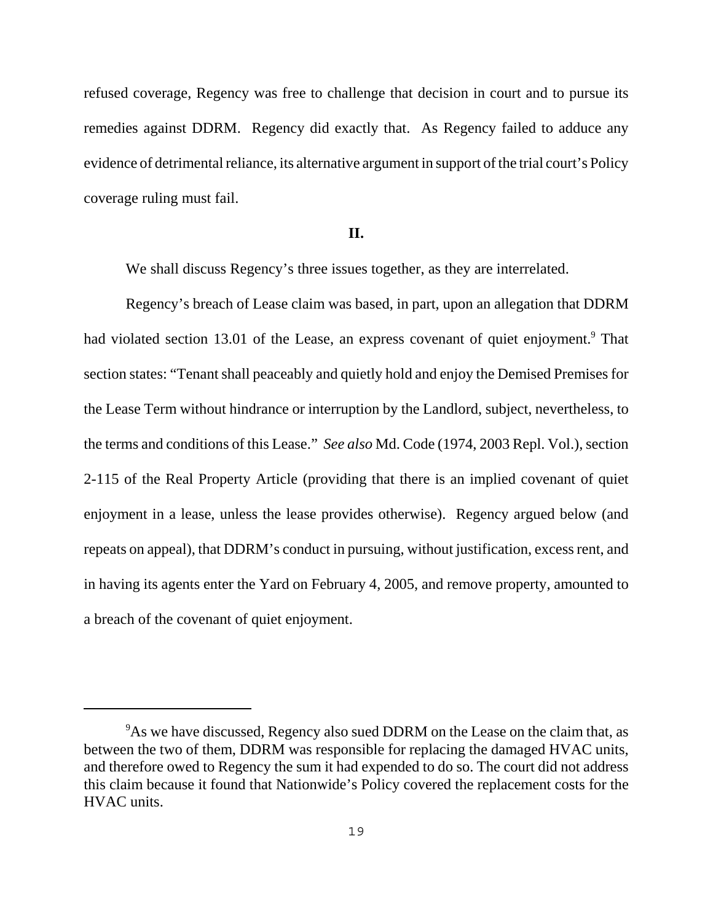refused coverage, Regency was free to challenge that decision in court and to pursue its remedies against DDRM. Regency did exactly that. As Regency failed to adduce any evidence of detrimental reliance, its alternative argument in support of the trial court's Policy coverage ruling must fail.

**II.**

We shall discuss Regency's three issues together, as they are interrelated.

Regency's breach of Lease claim was based, in part, upon an allegation that DDRM had violated section 13.01 of the Lease, an express covenant of quiet enjoyment.[9] That section states: "Tenant shall peaceably and quietly hold and enjoy the Demised Premises for the Lease Term without hindrance or interruption by the Landlord, subject, nevertheless, to the terms and conditions of this Lease." *See also* Md. Code (1974, 2003 Repl. Vol.), section 2-115 of the Real Property Article (providing that there is an implied covenant of quiet enjoyment in a lease, unless the lease provides otherwise). Regency argued below (and repeats on appeal), that DDRM's conduct in pursuing, without justification, excess rent, and in having its agents enter the Yard on February 4, 2005, and remove property, amounted to a breach of the covenant of quiet enjoyment.

---

[9]As we have discussed, Regency also sued DDRM on the Lease on the claim that, as between the two of them, DDRM was responsible for replacing the damaged HVAC units, and therefore owed to Regency the sum it had expended to do so. The court did not address this claim because it found that Nationwide's Policy covered the replacement costs for the HVAC units.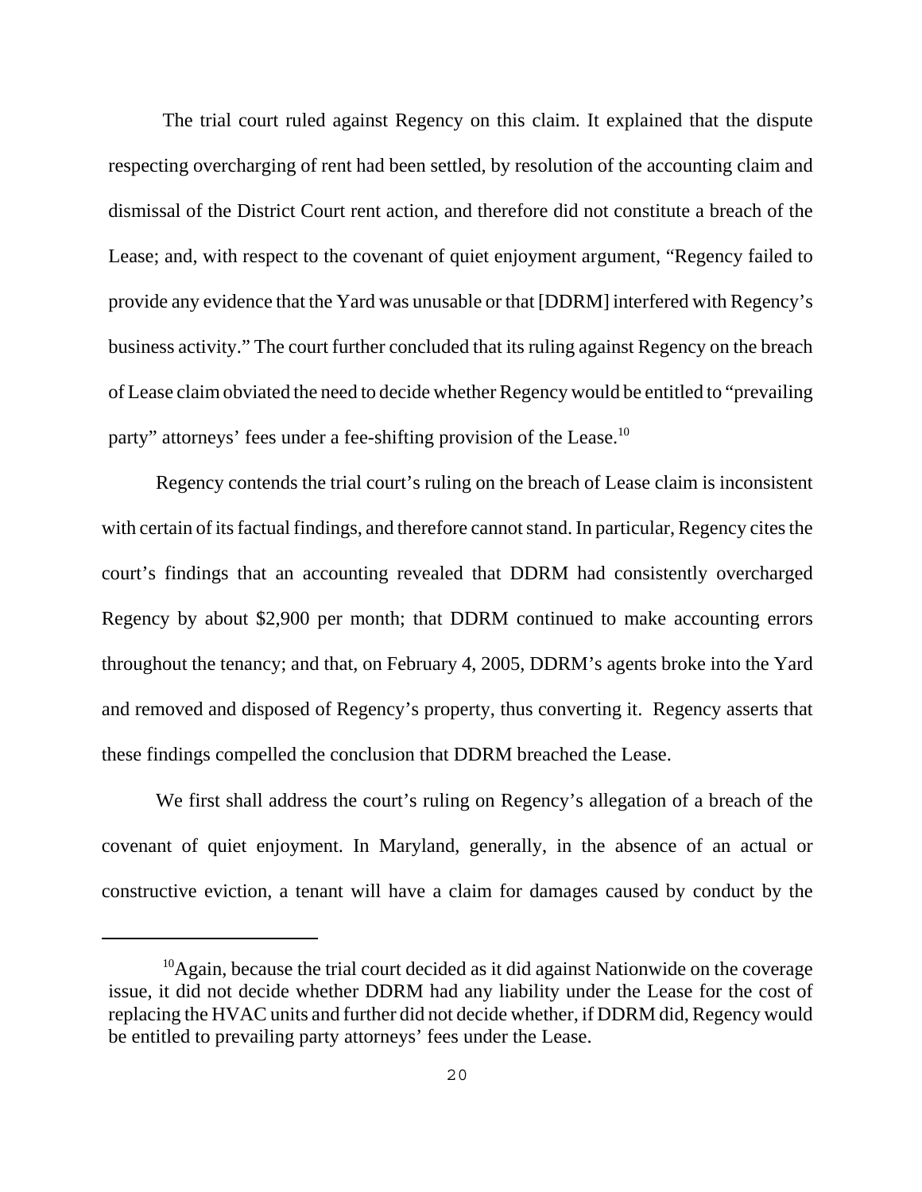The trial court ruled against Regency on this claim. It explained that the dispute respecting overcharging of rent had been settled, by resolution of the accounting claim and dismissal of the District Court rent action, and therefore did not constitute a breach of the Lease; and, with respect to the covenant of quiet enjoyment argument, "Regency failed to provide any evidence that the Yard was unusable or that [DDRM] interfered with Regency's business activity." The court further concluded that its ruling against Regency on the breach of Lease claim obviated the need to decide whether Regency would be entitled to "prevailing party" attorneys' fees under a fee-shifting provision of the Lease.[10]

Regency contends the trial court's ruling on the breach of Lease claim is inconsistent with certain of its factual findings, and therefore cannot stand. In particular, Regency cites the court's findings that an accounting revealed that DDRM had consistently overcharged Regency by about $2,900 per month; that DDRM continued to make accounting errors throughout the tenancy; and that, on February 4, 2005, DDRM's agents broke into the Yard and removed and disposed of Regency's property, thus converting it. Regency asserts that these findings compelled the conclusion that DDRM breached the Lease.

We first shall address the court's ruling on Regency's allegation of a breach of the covenant of quiet enjoyment. In Maryland, generally, in the absence of an actual or constructive eviction, a tenant will have a claim for damages caused by conduct by the

---

[10]Again, because the trial court decided as it did against Nationwide on the coverage issue, it did not decide whether DDRM had any liability under the Lease for the cost of replacing the HVAC units and further did not decide whether, if DDRM did, Regency would be entitled to prevailing party attorneys' fees under the Lease.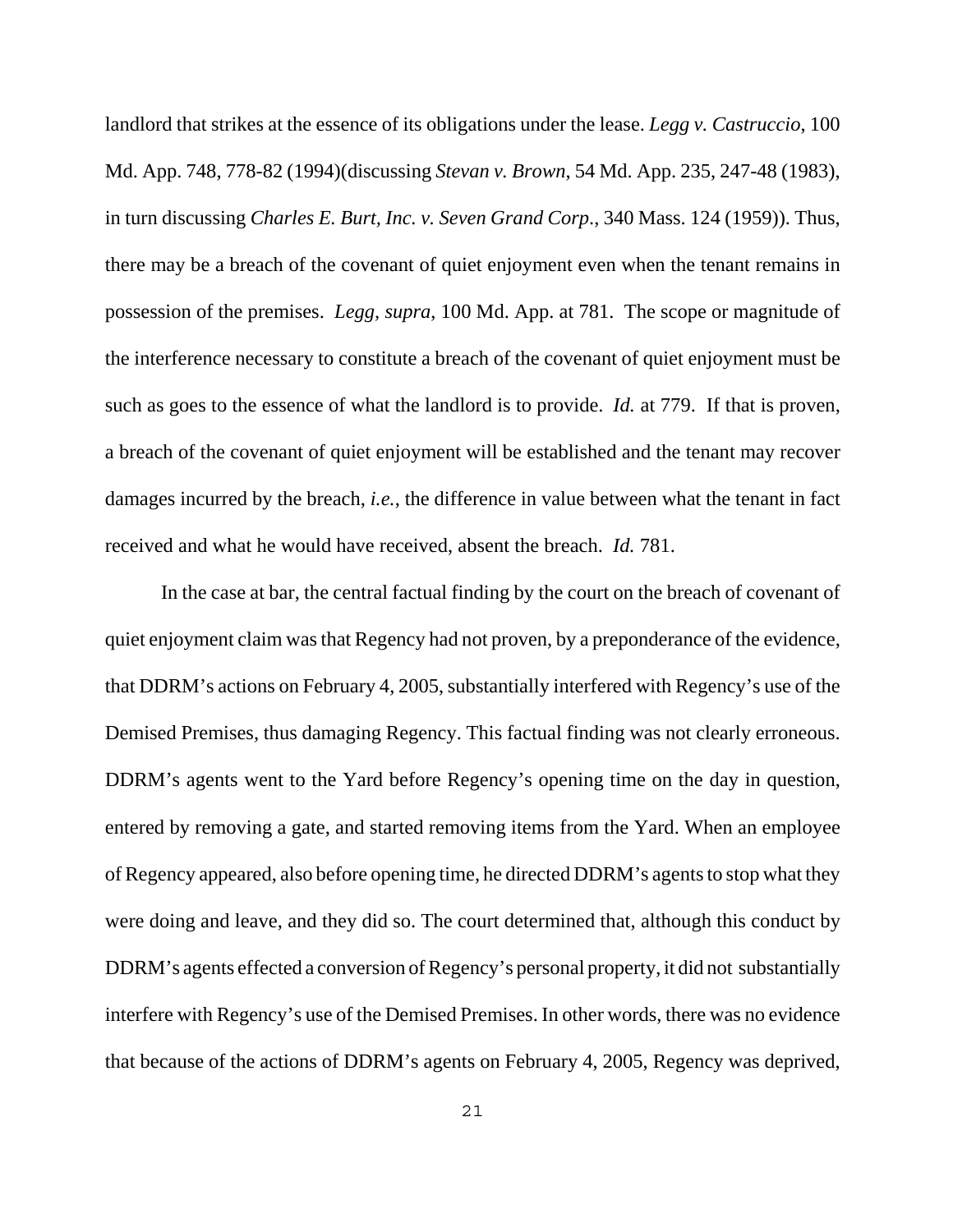landlord that strikes at the essence of its obligations under the lease. *Legg v. Castruccio*, 100 Md. App. 748, 778-82 (1994)(discussing *Stevan v. Brown*, 54 Md. App. 235, 247-48 (1983), in turn discussing *Charles E. Burt, Inc. v. Seven Grand Corp.*, 340 Mass. 124 (1959)). Thus, there may be a breach of the covenant of quiet enjoyment even when the tenant remains in possession of the premises. *Legg, supra*, 100 Md. App. at 781. The scope or magnitude of the interference necessary to constitute a breach of the covenant of quiet enjoyment must be such as goes to the essence of what the landlord is to provide. *Id.* at 779. If that is proven, a breach of the covenant of quiet enjoyment will be established and the tenant may recover damages incurred by the breach, *i.e.*, the difference in value between what the tenant in fact received and what he would have received, absent the breach. *Id.* 781.

In the case at bar, the central factual finding by the court on the breach of covenant of quiet enjoyment claim was that Regency had not proven, by a preponderance of the evidence, that DDRM's actions on February 4, 2005, substantially interfered with Regency's use of the Demised Premises, thus damaging Regency. This factual finding was not clearly erroneous. DDRM's agents went to the Yard before Regency's opening time on the day in question, entered by removing a gate, and started removing items from the Yard. When an employee of Regency appeared, also before opening time, he directed DDRM's agents to stop what they were doing and leave, and they did so. The court determined that, although this conduct by DDRM's agents effected a conversion of Regency's personal property, it did not substantially interfere with Regency's use of the Demised Premises. In other words, there was no evidence that because of the actions of DDRM's agents on February 4, 2005, Regency was deprived,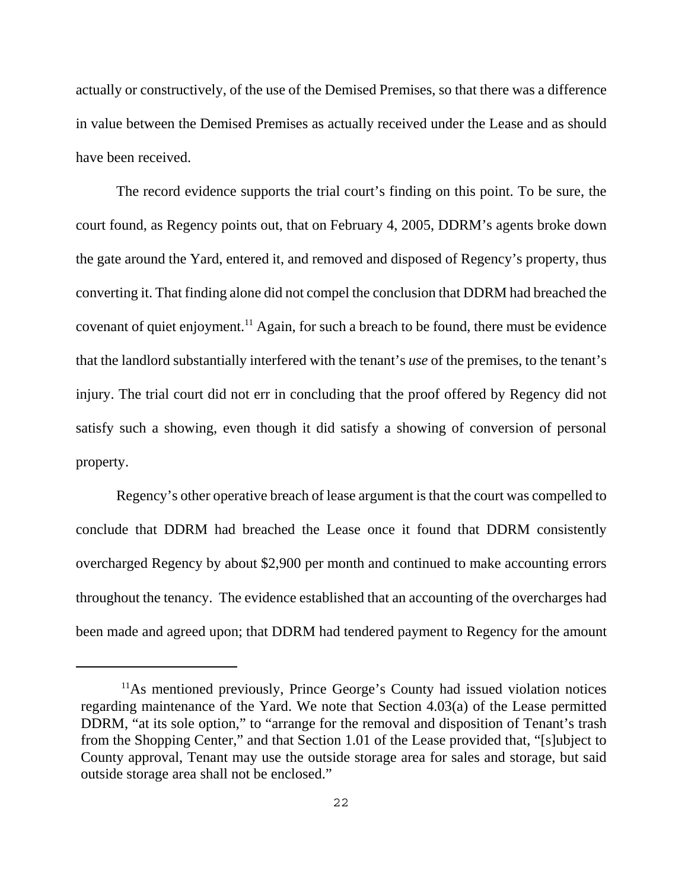actually or constructively, of the use of the Demised Premises, so that there was a difference in value between the Demised Premises as actually received under the Lease and as should have been received.

The record evidence supports the trial court's finding on this point. To be sure, the court found, as Regency points out, that on February 4, 2005, DDRM's agents broke down the gate around the Yard, entered it, and removed and disposed of Regency's property, thus converting it. That finding alone did not compel the conclusion that DDRM had breached the covenant of quiet enjoyment.[11] Again, for such a breach to be found, there must be evidence that the landlord substantially interfered with the tenant's *use* of the premises, to the tenant's injury. The trial court did not err in concluding that the proof offered by Regency did not satisfy such a showing, even though it did satisfy a showing of conversion of personal property.

Regency's other operative breach of lease argument is that the court was compelled to conclude that DDRM had breached the Lease once it found that DDRM consistently overcharged Regency by about $2,900 per month and continued to make accounting errors throughout the tenancy. The evidence established that an accounting of the overcharges had been made and agreed upon; that DDRM had tendered payment to Regency for the amount

---

[11]As mentioned previously, Prince George's County had issued violation notices regarding maintenance of the Yard. We note that Section 4.03(a) of the Lease permitted DDRM, "at its sole option," to "arrange for the removal and disposition of Tenant's trash from the Shopping Center," and that Section 1.01 of the Lease provided that, "[s]ubject to County approval, Tenant may use the outside storage area for sales and storage, but said outside storage area shall not be enclosed."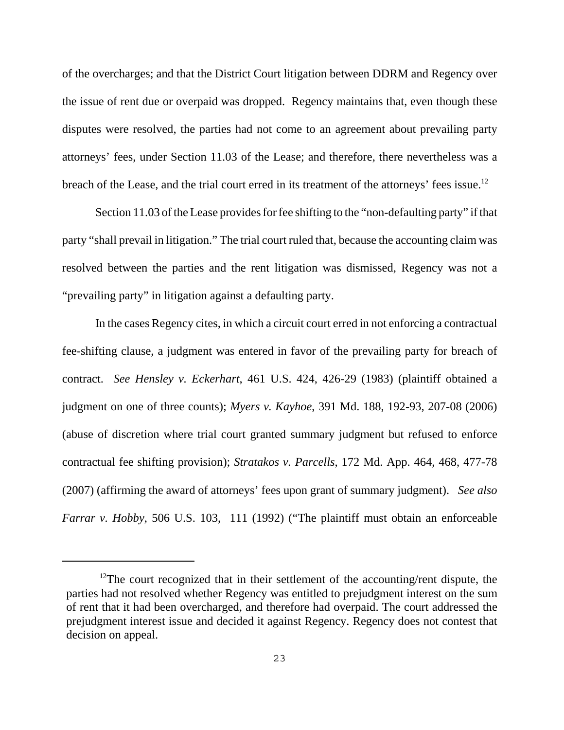of the overcharges; and that the District Court litigation between DDRM and Regency over the issue of rent due or overpaid was dropped. Regency maintains that, even though these disputes were resolved, the parties had not come to an agreement about prevailing party attorneys' fees, under Section 11.03 of the Lease; and therefore, there nevertheless was a breach of the Lease, and the trial court erred in its treatment of the attorneys' fees issue.[12]

Section 11.03 of the Lease provides for fee shifting to the "non-defaulting party" if that party "shall prevail in litigation." The trial court ruled that, because the accounting claim was resolved between the parties and the rent litigation was dismissed, Regency was not a "prevailing party" in litigation against a defaulting party.

In the cases Regency cites, in which a circuit court erred in not enforcing a contractual fee-shifting clause, a judgment was entered in favor of the prevailing party for breach of contract. *See Hensley v. Eckerhart*, 461 U.S. 424, 426-29 (1983) (plaintiff obtained a judgment on one of three counts); *Myers v. Kayhoe*, 391 Md. 188, 192-93, 207-08 (2006) (abuse of discretion where trial court granted summary judgment but refused to enforce contractual fee shifting provision); *Stratakos v. Parcells*, 172 Md. App. 464, 468, 477-78 (2007) (affirming the award of attorneys' fees upon grant of summary judgment). *See also Farrar v. Hobby*, 506 U.S. 103, 111 (1992) ("The plaintiff must obtain an enforceable

---

[12]The court recognized that in their settlement of the accounting/rent dispute, the parties had not resolved whether Regency was entitled to prejudgment interest on the sum of rent that it had been overcharged, and therefore had overpaid. The court addressed the prejudgment interest issue and decided it against Regency. Regency does not contest that decision on appeal.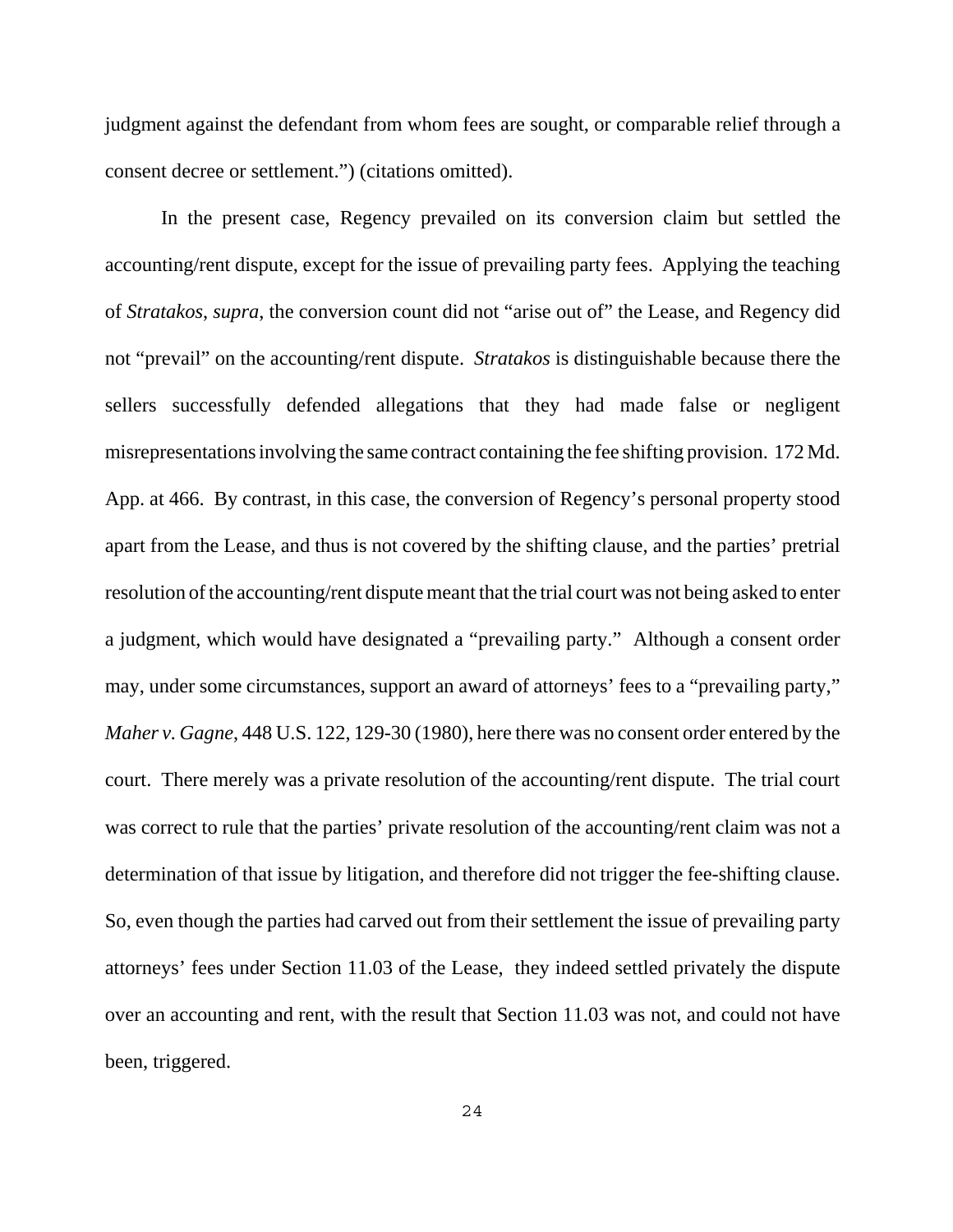judgment against the defendant from whom fees are sought, or comparable relief through a consent decree or settlement.") (citations omitted).

In the present case, Regency prevailed on its conversion claim but settled the accounting/rent dispute, except for the issue of prevailing party fees. Applying the teaching of *Stratakos, supra*, the conversion count did not "arise out of" the Lease, and Regency did not "prevail" on the accounting/rent dispute. *Stratakos* is distinguishable because there the sellers successfully defended allegations that they had made false or negligent misrepresentations involving the same contract containing the fee shifting provision. 172 Md. App. at 466. By contrast, in this case, the conversion of Regency's personal property stood apart from the Lease, and thus is not covered by the shifting clause, and the parties' pretrial resolution of the accounting/rent dispute meant that the trial court was not being asked to enter a judgment, which would have designated a "prevailing party." Although a consent order may, under some circumstances, support an award of attorneys' fees to a "prevailing party," *Maher v. Gagne*, 448 U.S. 122, 129-30 (1980), here there was no consent order entered by the court. There merely was a private resolution of the accounting/rent dispute. The trial court was correct to rule that the parties' private resolution of the accounting/rent claim was not a determination of that issue by litigation, and therefore did not trigger the fee-shifting clause. So, even though the parties had carved out from their settlement the issue of prevailing party attorneys' fees under Section 11.03 of the Lease, they indeed settled privately the dispute over an accounting and rent, with the result that Section 11.03 was not, and could not have been, triggered.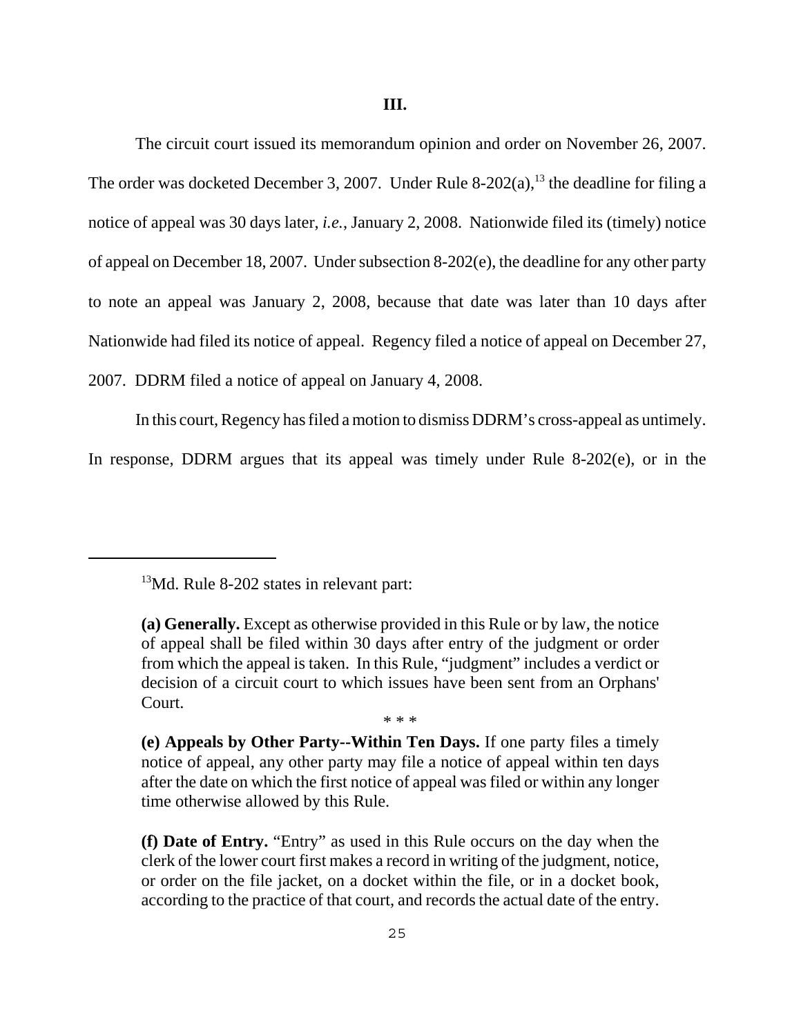**III.**

The circuit court issued its memorandum opinion and order on November 26, 2007. The order was docketed December 3, 2007. Under Rule 8-202(a),[13] the deadline for filing a notice of appeal was 30 days later, *i.e.*, January 2, 2008. Nationwide filed its (timely) notice of appeal on December 18, 2007. Under subsection 8-202(e), the deadline for any other party to note an appeal was January 2, 2008, because that date was later than 10 days after Nationwide had filed its notice of appeal. Regency filed a notice of appeal on December 27, 2007. DDRM filed a notice of appeal on January 4, 2008.

In this court, Regency has filed a motion to dismiss DDRM's cross-appeal as untimely. In response, DDRM argues that its appeal was timely under Rule 8-202(e), or in the

---

[13]Md. Rule 8-202 states in relevant part:

> **(a) Generally.** Except as otherwise provided in this Rule or by law, the notice of appeal shall be filed within 30 days after entry of the judgment or order from which the appeal is taken. In this Rule, "judgment" includes a verdict or decision of a circuit court to which issues have been sent from an Orphans' Court.
>
> \* \* \*
>
> **(e) Appeals by Other Party--Within Ten Days.** If one party files a timely notice of appeal, any other party may file a notice of appeal within ten days after the date on which the first notice of appeal was filed or within any longer time otherwise allowed by this Rule.
>
> **(f) Date of Entry.** "Entry" as used in this Rule occurs on the day when the clerk of the lower court first makes a record in writing of the judgment, notice, or order on the file jacket, on a docket within the file, or in a docket book, according to the practice of that court, and records the actual date of the entry.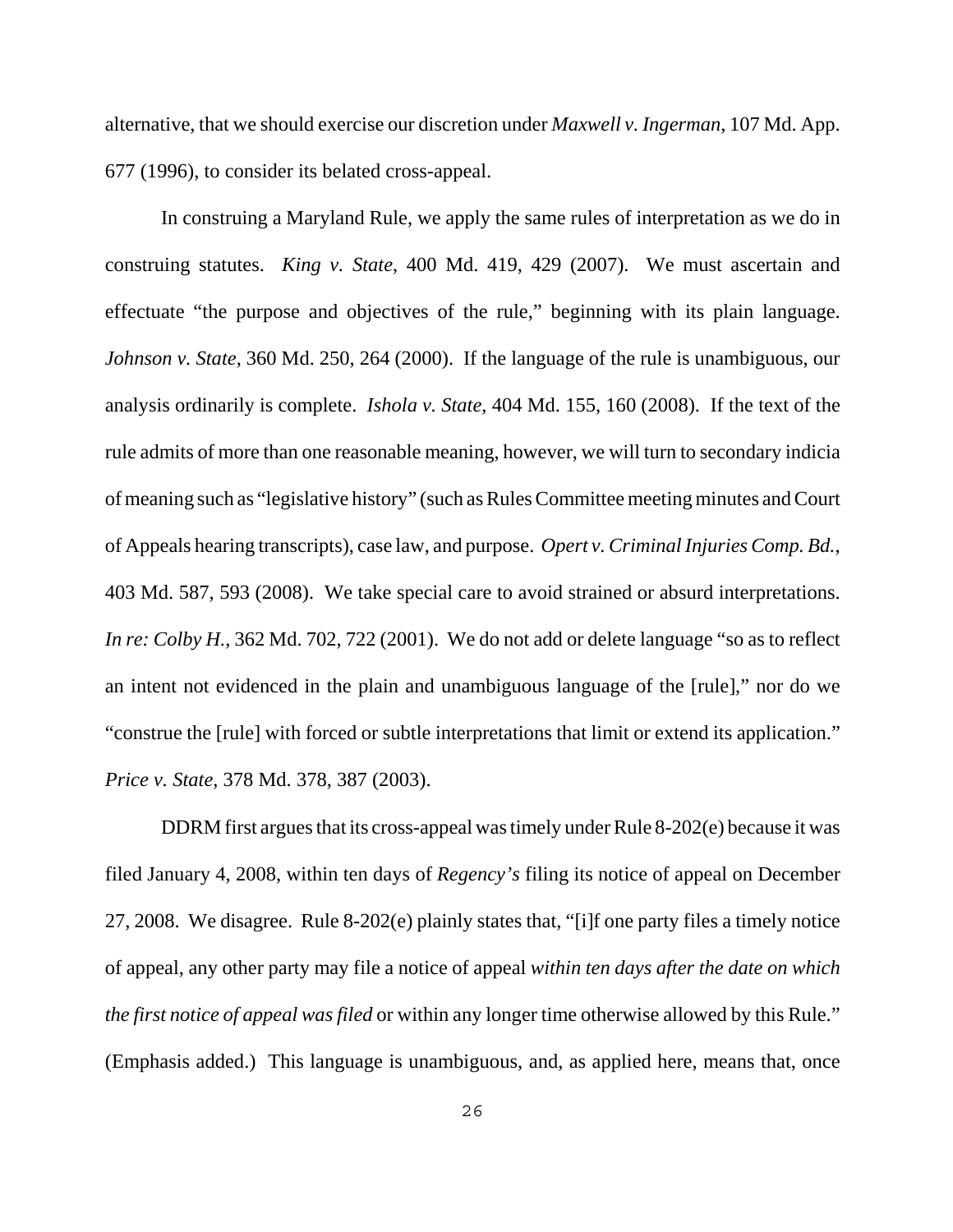alternative, that we should exercise our discretion under *Maxwell v. Ingerman*, 107 Md. App. 677 (1996), to consider its belated cross-appeal.

In construing a Maryland Rule, we apply the same rules of interpretation as we do in construing statutes. *King v. State*, 400 Md. 419, 429 (2007). We must ascertain and effectuate "the purpose and objectives of the rule," beginning with its plain language. *Johnson v. State*, 360 Md. 250, 264 (2000). If the language of the rule is unambiguous, our analysis ordinarily is complete. *Ishola v. State*, 404 Md. 155, 160 (2008). If the text of the rule admits of more than one reasonable meaning, however, we will turn to secondary indicia of meaning such as "legislative history" (such as Rules Committee meeting minutes and Court of Appeals hearing transcripts), case law, and purpose. *Opert v. Criminal Injuries Comp. Bd.*, 403 Md. 587, 593 (2008). We take special care to avoid strained or absurd interpretations. *In re: Colby H.*, 362 Md. 702, 722 (2001). We do not add or delete language "so as to reflect an intent not evidenced in the plain and unambiguous language of the [rule]," nor do we "construe the [rule] with forced or subtle interpretations that limit or extend its application." *Price v. State*, 378 Md. 378, 387 (2003).

DDRM first argues that its cross-appeal was timely under Rule 8-202(e) because it was filed January 4, 2008, within ten days of *Regency's* filing its notice of appeal on December 27, 2008. We disagree. Rule 8-202(e) plainly states that, "[i]f one party files a timely notice of appeal, any other party may file a notice of appeal *within ten days after the date on which the first notice of appeal was filed* or within any longer time otherwise allowed by this Rule." (Emphasis added.) This language is unambiguous, and, as applied here, means that, once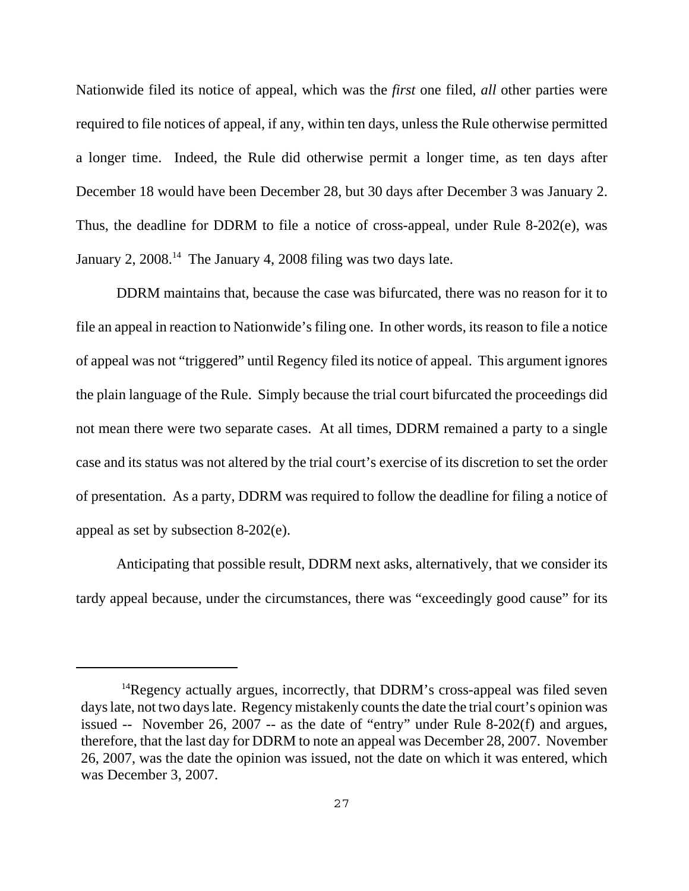Nationwide filed its notice of appeal, which was the *first* one filed, *all* other parties were required to file notices of appeal, if any, within ten days, unless the Rule otherwise permitted a longer time. Indeed, the Rule did otherwise permit a longer time, as ten days after December 18 would have been December 28, but 30 days after December 3 was January 2. Thus, the deadline for DDRM to file a notice of cross-appeal, under Rule 8-202(e), was January 2, 2008.[14] The January 4, 2008 filing was two days late.

DDRM maintains that, because the case was bifurcated, there was no reason for it to file an appeal in reaction to Nationwide's filing one. In other words, its reason to file a notice of appeal was not "triggered" until Regency filed its notice of appeal. This argument ignores the plain language of the Rule. Simply because the trial court bifurcated the proceedings did not mean there were two separate cases. At all times, DDRM remained a party to a single case and its status was not altered by the trial court's exercise of its discretion to set the order of presentation. As a party, DDRM was required to follow the deadline for filing a notice of appeal as set by subsection 8-202(e).

Anticipating that possible result, DDRM next asks, alternatively, that we consider its tardy appeal because, under the circumstances, there was "exceedingly good cause" for its

---

[14] Regency actually argues, incorrectly, that DDRM's cross-appeal was filed seven days late, not two days late. Regency mistakenly counts the date the trial court's opinion was issued -- November 26, 2007 -- as the date of "entry" under Rule 8-202(f) and argues, therefore, that the last day for DDRM to note an appeal was December 28, 2007. November 26, 2007, was the date the opinion was issued, not the date on which it was entered, which was December 3, 2007.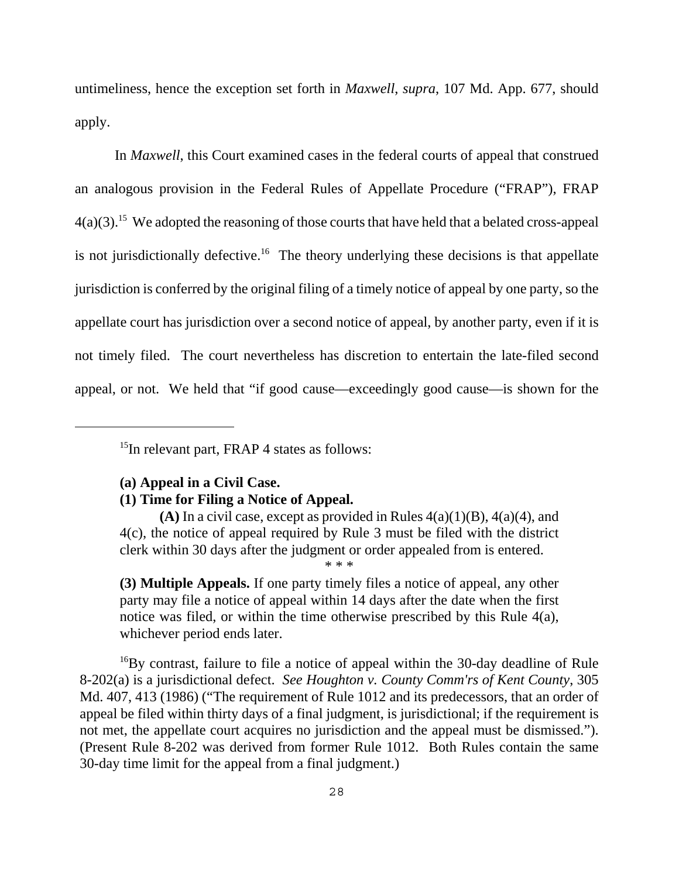untimeliness, hence the exception set forth in *Maxwell*, *supra*, 107 Md. App. 677, should apply.

In *Maxwell*, this Court examined cases in the federal courts of appeal that construed an analogous provision in the Federal Rules of Appellate Procedure ("FRAP"), FRAP 4(a)(3).[15] We adopted the reasoning of those courts that have held that a belated cross-appeal is not jurisdictionally defective.[16] The theory underlying these decisions is that appellate jurisdiction is conferred by the original filing of a timely notice of appeal by one party, so the appellate court has jurisdiction over a second notice of appeal, by another party, even if it is not timely filed. The court nevertheless has discretion to entertain the late-filed second appeal, or not. We held that "if good cause—exceedingly good cause—is shown for the

---

[15]In relevant part, FRAP 4 states as follows:

> **(a) Appeal in a Civil Case.**
>
> **(1) Time for Filing a Notice of Appeal.**
>
> **(A)** In a civil case, except as provided in Rules 4(a)(1)(B), 4(a)(4), and 4(c), the notice of appeal required by Rule 3 must be filed with the district clerk within 30 days after the judgment or order appealed from is entered.
>
> \* \* \*
>
> **(3) Multiple Appeals.** If one party timely files a notice of appeal, any other party may file a notice of appeal within 14 days after the date when the first notice was filed, or within the time otherwise prescribed by this Rule 4(a), whichever period ends later.

[16]By contrast, failure to file a notice of appeal within the 30-day deadline of Rule 8-202(a) is a jurisdictional defect. *See Houghton v. County Comm'rs of Kent County*, 305 Md. 407, 413 (1986) ("The requirement of Rule 1012 and its predecessors, that an order of appeal be filed within thirty days of a final judgment, is jurisdictional; if the requirement is not met, the appellate court acquires no jurisdiction and the appeal must be dismissed."). (Present Rule 8-202 was derived from former Rule 1012. Both Rules contain the same 30-day time limit for the appeal from a final judgment.)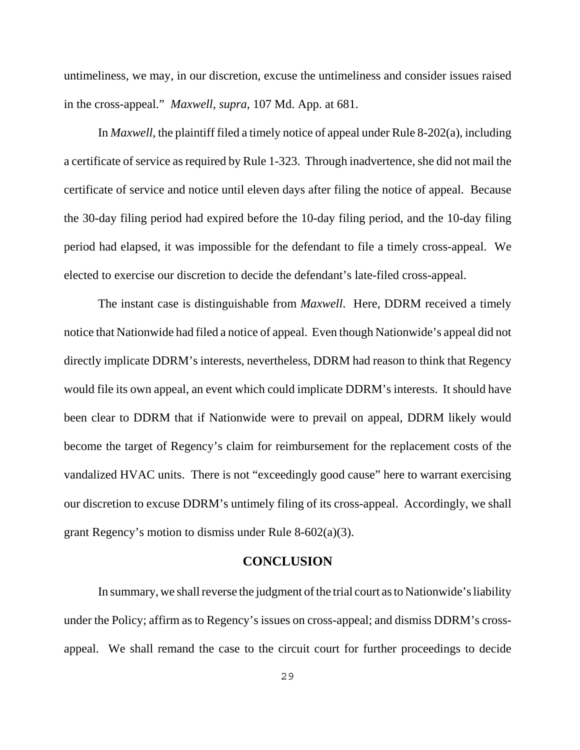untimeliness, we may, in our discretion, excuse the untimeliness and consider issues raised in the cross-appeal." *Maxwell*, *supra*, 107 Md. App. at 681.

In *Maxwell*, the plaintiff filed a timely notice of appeal under Rule 8-202(a), including a certificate of service as required by Rule 1-323. Through inadvertence, she did not mail the certificate of service and notice until eleven days after filing the notice of appeal. Because the 30-day filing period had expired before the 10-day filing period, and the 10-day filing period had elapsed, it was impossible for the defendant to file a timely cross-appeal. We elected to exercise our discretion to decide the defendant's late-filed cross-appeal.

The instant case is distinguishable from *Maxwell*. Here, DDRM received a timely notice that Nationwide had filed a notice of appeal. Even though Nationwide's appeal did not directly implicate DDRM's interests, nevertheless, DDRM had reason to think that Regency would file its own appeal, an event which could implicate DDRM's interests. It should have been clear to DDRM that if Nationwide were to prevail on appeal, DDRM likely would become the target of Regency's claim for reimbursement for the replacement costs of the vandalized HVAC units. There is not "exceedingly good cause" here to warrant exercising our discretion to excuse DDRM's untimely filing of its cross-appeal. Accordingly, we shall grant Regency's motion to dismiss under Rule 8-602(a)(3).

## CONCLUSION

In summary, we shall reverse the judgment of the trial court as to Nationwide's liability under the Policy; affirm as to Regency's issues on cross-appeal; and dismiss DDRM's cross-appeal. We shall remand the case to the circuit court for further proceedings to decide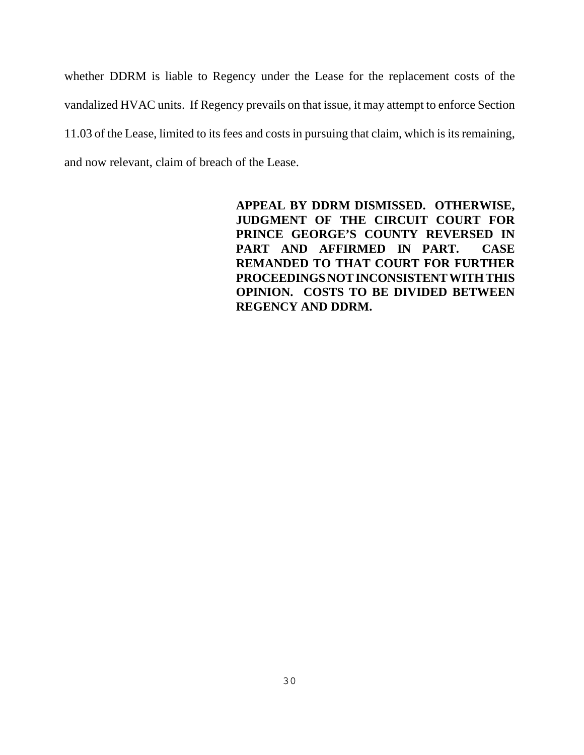whether DDRM is liable to Regency under the Lease for the replacement costs of the vandalized HVAC units. If Regency prevails on that issue, it may attempt to enforce Section 11.03 of the Lease, limited to its fees and costs in pursuing that claim, which is its remaining, and now relevant, claim of breach of the Lease.

**APPEAL BY DDRM DISMISSED. OTHERWISE, JUDGMENT OF THE CIRCUIT COURT FOR PRINCE GEORGE'S COUNTY REVERSED IN PART AND AFFIRMED IN PART. CASE REMANDED TO THAT COURT FOR FURTHER PROCEEDINGS NOT INCONSISTENT WITH THIS OPINION. COSTS TO BE DIVIDED BETWEEN REGENCY AND DDRM.**